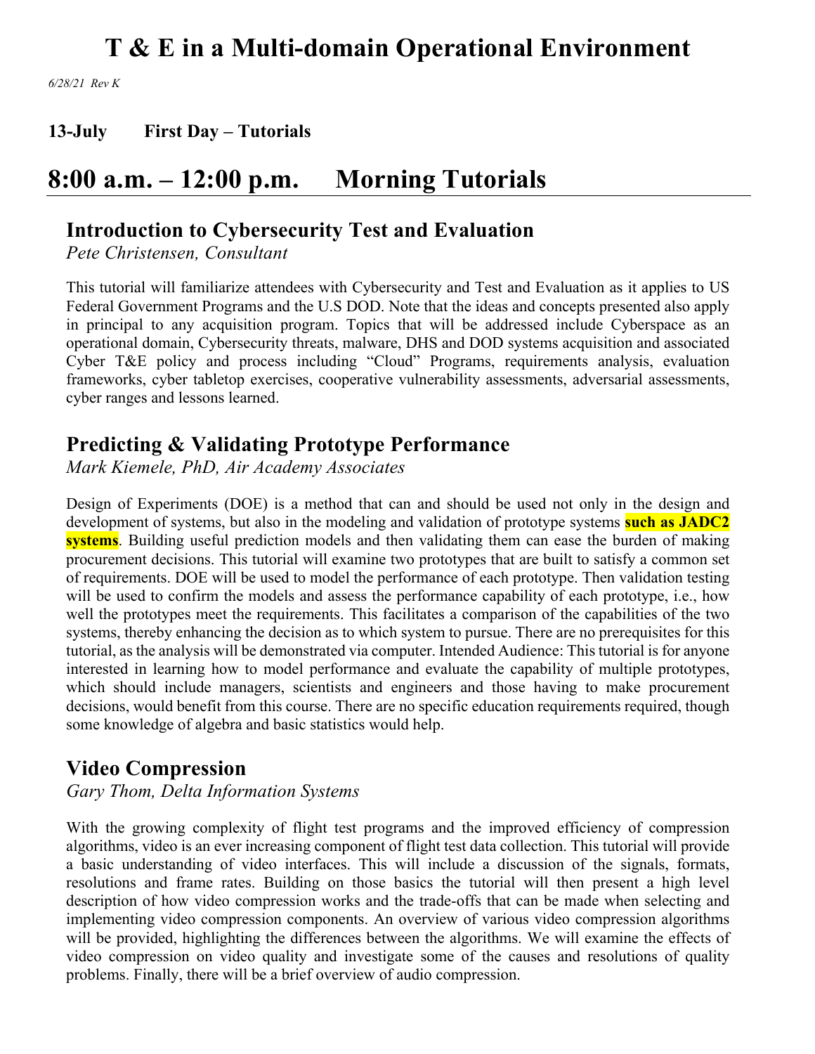# T & E in a Multi-domain Operational Environment

*6/28/21 Rev K*

**13-July First Day – Tutorials**

## 8:00 a.m. – 12:00 p.m. Morning Tutorials

### Introduction to Cybersecurity Test and Evaluation

*Pete Christensen, Consultant*

This tutorial will familiarize attendees with Cybersecurity and Test and Evaluation as it applies to US Federal Government Programs and the U.S DOD. Note that the ideas and concepts presented also apply in principal to any acquisition program. Topics that will be addressed include Cyberspace as an operational domain, Cybersecurity threats, malware, DHS and DOD systems acquisition and associated Cyber T&E policy and process including "Cloud" Programs, requirements analysis, evaluation frameworks, cyber tabletop exercises, cooperative vulnerability assessments, adversarial assessments, cyber ranges and lessons learned.

### Predicting & Validating Prototype Performance

*Mark Kiemele, PhD, Air Academy Associates*

Design of Experiments (DOE) is a method that can and should be used not only in the design and development of systems, but also in the modeling and validation of prototype systems **such as JADC2 systems**. Building useful prediction models and then validating them can ease the burden of making procurement decisions. This tutorial will examine two prototypes that are built to satisfy a common set of requirements. DOE will be used to model the performance of each prototype. Then validation testing will be used to confirm the models and assess the performance capability of each prototype, i.e., how well the prototypes meet the requirements. This facilitates a comparison of the capabilities of the two systems, thereby enhancing the decision as to which system to pursue. There are no prerequisites for this tutorial, as the analysis will be demonstrated via computer. Intended Audience: This tutorial is for anyone interested in learning how to model performance and evaluate the capability of multiple prototypes, which should include managers, scientists and engineers and those having to make procurement decisions, would benefit from this course. There are no specific education requirements required, though some knowledge of algebra and basic statistics would help.

### Video Compression

*Gary Thom, Delta Information Systems*

With the growing complexity of flight test programs and the improved efficiency of compression algorithms, video is an ever increasing component of flight test data collection. This tutorial will provide a basic understanding of video interfaces. This will include a discussion of the signals, formats, resolutions and frame rates. Building on those basics the tutorial will then present a high level description of how video compression works and the trade-offs that can be made when selecting and implementing video compression components. An overview of various video compression algorithms will be provided, highlighting the differences between the algorithms. We will examine the effects of video compression on video quality and investigate some of the causes and resolutions of quality problems. Finally, there will be a brief overview of audio compression.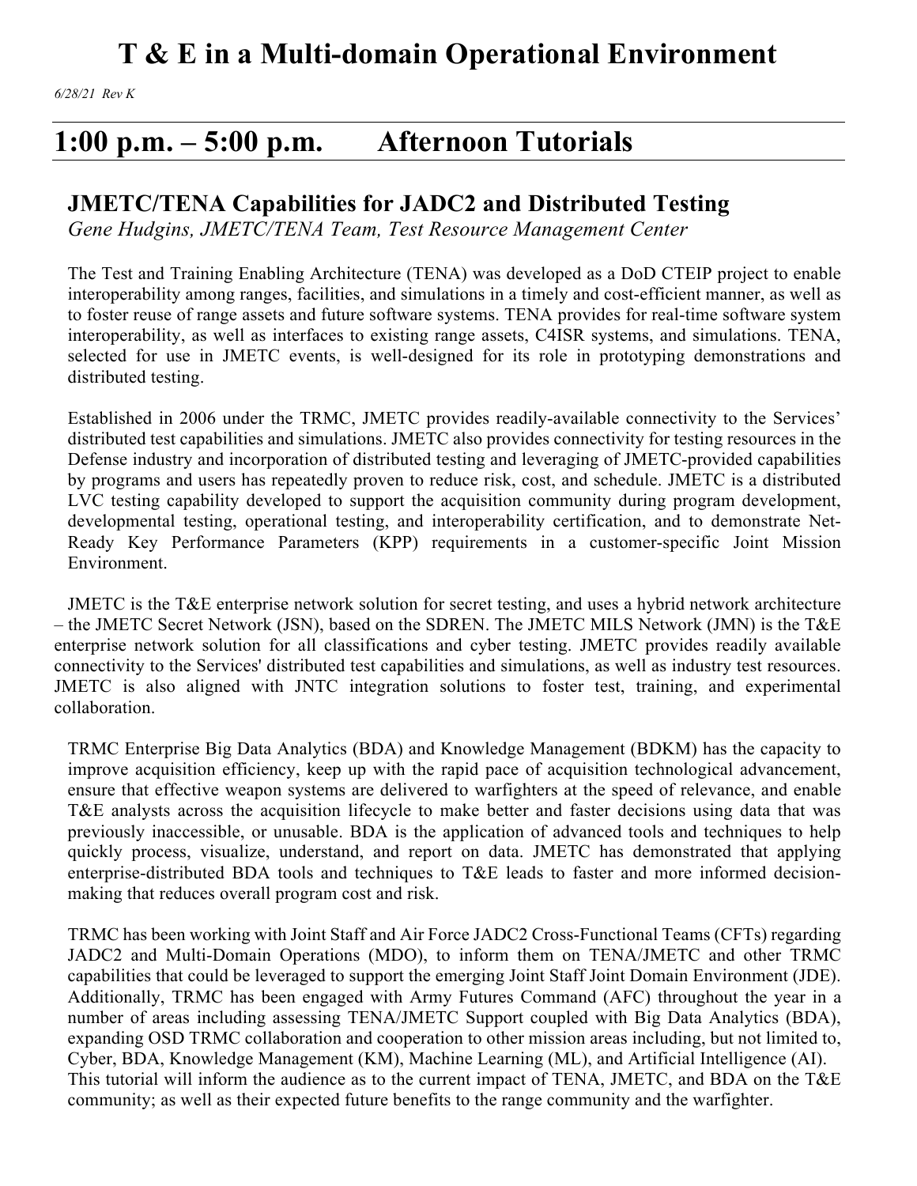# T & E in a Multi-domain Operational Environment

*6/28/21 Rev K*

## 1:00 p.m. – 5:00 p.m. Afternoon Tutorials

### JMETC/TENA Capabilities for JADC2 and Distributed Testing

*Gene Hudgins, JMETC/TENA Team, Test Resource Management Center*

The Test and Training Enabling Architecture (TENA) was developed as a DoD CTEIP project to enable interoperability among ranges, facilities, and simulations in a timely and cost-efficient manner, as well as to foster reuse of range assets and future software systems. TENA provides for real-time software system interoperability, as well as interfaces to existing range assets, C4ISR systems, and simulations. TENA, selected for use in JMETC events, is well-designed for its role in prototyping demonstrations and distributed testing.

Established in 2006 under the TRMC, JMETC provides readily-available connectivity to the Services' distributed test capabilities and simulations. JMETC also provides connectivity for testing resources in the Defense industry and incorporation of distributed testing and leveraging of JMETC-provided capabilities by programs and users has repeatedly proven to reduce risk, cost, and schedule. JMETC is a distributed LVC testing capability developed to support the acquisition community during program development, developmental testing, operational testing, and interoperability certification, and to demonstrate Net-Ready Key Performance Parameters (KPP) requirements in a customer-specific Joint Mission Environment.

JMETC is the T&E enterprise network solution for secret testing, and uses a hybrid network architecture – the JMETC Secret Network (JSN), based on the SDREN. The JMETC MILS Network (JMN) is the T&E enterprise network solution for all classifications and cyber testing. JMETC provides readily available connectivity to the Services' distributed test capabilities and simulations, as well as industry test resources. JMETC is also aligned with JNTC integration solutions to foster test, training, and experimental collaboration.

TRMC Enterprise Big Data Analytics (BDA) and Knowledge Management (BDKM) has the capacity to improve acquisition efficiency, keep up with the rapid pace of acquisition technological advancement, ensure that effective weapon systems are delivered to warfighters at the speed of relevance, and enable T&E analysts across the acquisition lifecycle to make better and faster decisions using data that was previously inaccessible, or unusable. BDA is the application of advanced tools and techniques to help quickly process, visualize, understand, and report on data. JMETC has demonstrated that applying enterprise-distributed BDA tools and techniques to T&E leads to faster and more informed decision-making that reduces overall program cost and risk.

TRMC has been working with Joint Staff and Air Force JADC2 Cross-Functional Teams (CFTs) regarding JADC2 and Multi-Domain Operations (MDO), to inform them on TENA/JMETC and other TRMC capabilities that could be leveraged to support the emerging Joint Staff Joint Domain Environment (JDE). Additionally, TRMC has been engaged with Army Futures Command (AFC) throughout the year in a number of areas including assessing TENA/JMETC Support coupled with Big Data Analytics (BDA), expanding OSD TRMC collaboration and cooperation to other mission areas including, but not limited to, Cyber, BDA, Knowledge Management (KM), Machine Learning (ML), and Artificial Intelligence (AI). This tutorial will inform the audience as to the current impact of TENA, JMETC, and BDA on the T&E community; as well as their expected future benefits to the range community and the warfighter.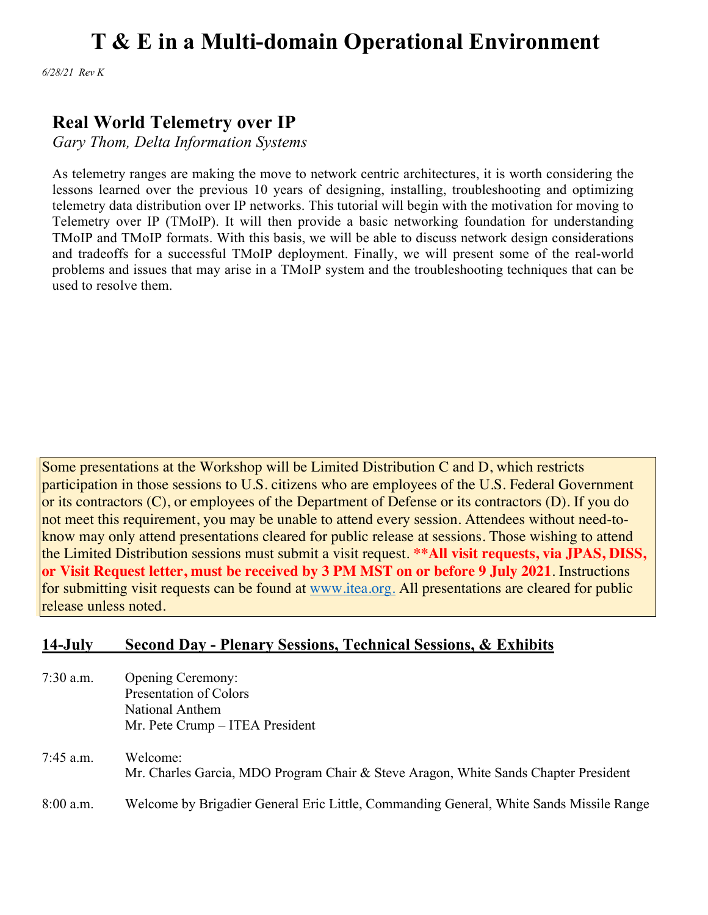# T & E in a Multi-domain Operational Environment

*6/28/21 Rev K*

## Real World Telemetry over IP

*Gary Thom, Delta Information Systems*

As telemetry ranges are making the move to network centric architectures, it is worth considering the lessons learned over the previous 10 years of designing, installing, troubleshooting and optimizing telemetry data distribution over IP networks. This tutorial will begin with the motivation for moving to Telemetry over IP (TMoIP). It will then provide a basic networking foundation for understanding TMoIP and TMoIP formats. With this basis, we will be able to discuss network design considerations and tradeoffs for a successful TMoIP deployment. Finally, we will present some of the real-world problems and issues that may arise in a TMoIP system and the troubleshooting techniques that can be used to resolve them.

Some presentations at the Workshop will be Limited Distribution C and D, which restricts participation in those sessions to U.S. citizens who are employees of the U.S. Federal Government or its contractors (C), or employees of the Department of Defense or its contractors (D). If you do not meet this requirement, you may be unable to attend every session. Attendees without need-to-know may only attend presentations cleared for public release at sessions. Those wishing to attend the Limited Distribution sessions must submit a visit request. **\*\*All visit requests, via JPAS, DISS, or Visit Request letter, must be received by 3 PM MST on or before 9 July 2021**. Instructions for submitting visit requests can be found at www.itea.org. All presentations are cleared for public release unless noted.

## 14-July Second Day - Plenary Sessions, Technical Sessions, & Exhibits

7:30 a.m. Opening Ceremony:
Presentation of Colors
National Anthem
Mr. Pete Crump – ITEA President

7:45 a.m. Welcome:
Mr. Charles Garcia, MDO Program Chair & Steve Aragon, White Sands Chapter President

8:00 a.m. Welcome by Brigadier General Eric Little, Commanding General, White Sands Missile Range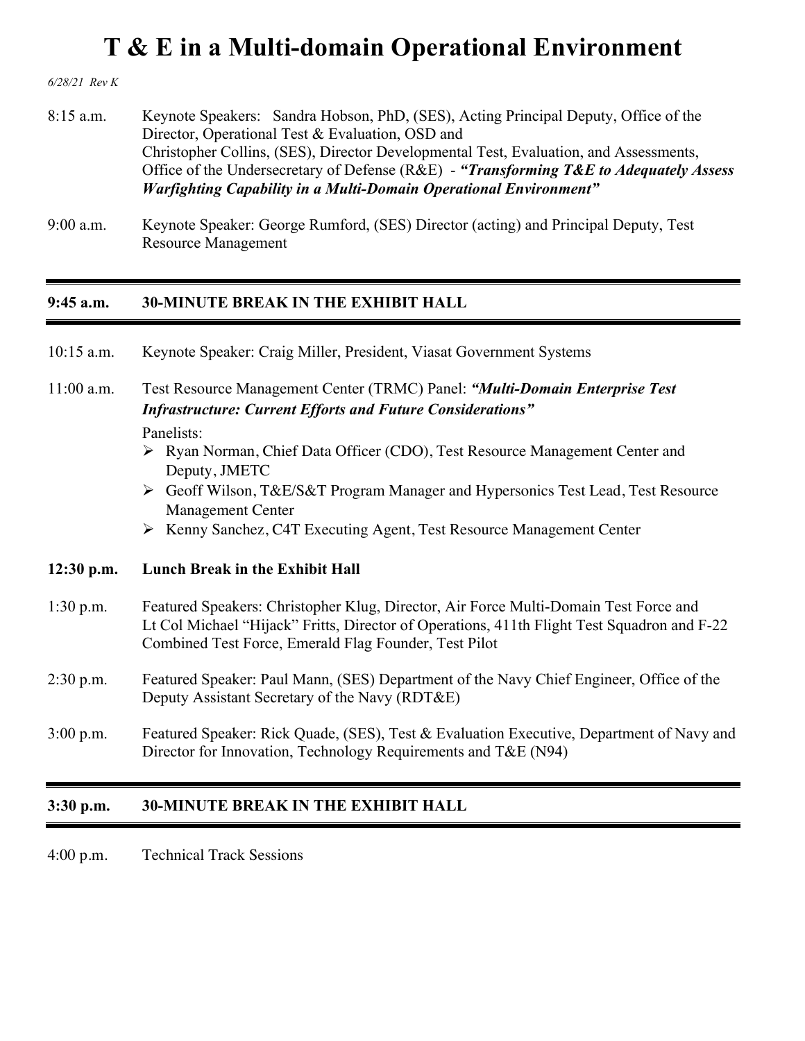# T & E in a Multi-domain Operational Environment

*6/28/21 Rev K*

8:15 a.m. Keynote Speakers: Sandra Hobson, PhD, (SES), Acting Principal Deputy, Office of the Director, Operational Test & Evaluation, OSD and Christopher Collins, (SES), Director Developmental Test, Evaluation, and Assessments, Office of the Undersecretary of Defense (R&E) - ***"Transforming T&E to Adequately Assess Warfighting Capability in a Multi-Domain Operational Environment"***

9:00 a.m. Keynote Speaker: George Rumford, (SES) Director (acting) and Principal Deputy, Test Resource Management

---

**9:45 a.m. 30-MINUTE BREAK IN THE EXHIBIT HALL**

---

10:15 a.m. Keynote Speaker: Craig Miller, President, Viasat Government Systems

11:00 a.m. Test Resource Management Center (TRMC) Panel: ***"Multi-Domain Enterprise Test Infrastructure: Current Efforts and Future Considerations"***

Panelists:

- Ryan Norman, Chief Data Officer (CDO), Test Resource Management Center and Deputy, JMETC
- Geoff Wilson, T&E/S&T Program Manager and Hypersonics Test Lead, Test Resource Management Center
- Kenny Sanchez, C4T Executing Agent, Test Resource Management Center

**12:30 p.m. Lunch Break in the Exhibit Hall**

1:30 p.m. Featured Speakers: Christopher Klug, Director, Air Force Multi-Domain Test Force and Lt Col Michael "Hijack" Fritts, Director of Operations, 411th Flight Test Squadron and F-22 Combined Test Force, Emerald Flag Founder, Test Pilot

2:30 p.m. Featured Speaker: Paul Mann, (SES) Department of the Navy Chief Engineer, Office of the Deputy Assistant Secretary of the Navy (RDT&E)

3:00 p.m. Featured Speaker: Rick Quade, (SES), Test & Evaluation Executive, Department of Navy and Director for Innovation, Technology Requirements and T&E (N94)

---

**3:30 p.m. 30-MINUTE BREAK IN THE EXHIBIT HALL**

---

4:00 p.m. Technical Track Sessions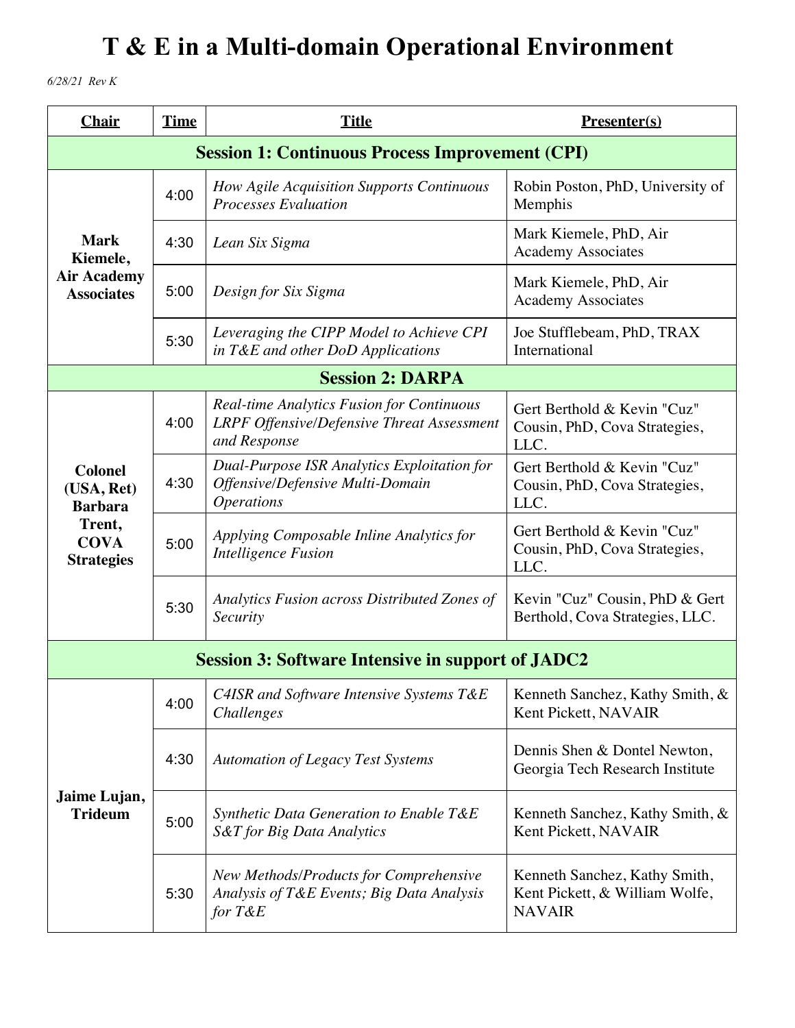# T & E in a Multi-domain Operational Environment

*6/28/21 Rev K*

| Chair | Time | Title | Presenter(s) |
|---|---|---|---|
| **Session 1: Continuous Process Improvement (CPI)** | | | |
| **Mark Kiemele, Air Academy Associates** | 4:00 | *How Agile Acquisition Supports Continuous Processes Evaluation* | Robin Poston, PhD, University of Memphis |
| | 4:30 | *Lean Six Sigma* | Mark Kiemele, PhD, Air Academy Associates |
| | 5:00 | *Design for Six Sigma* | Mark Kiemele, PhD, Air Academy Associates |
| | 5:30 | *Leveraging the CIPP Model to Achieve CPI in T&E and other DoD Applications* | Joe Stufflebeam, PhD, TRAX International |
| **Session 2: DARPA** | | | |
| **Colonel (USA, Ret) Barbara Trent, COVA Strategies** | 4:00 | *Real-time Analytics Fusion for Continuous LRPF Offensive/Defensive Threat Assessment and Response* | Gert Berthold & Kevin "Cuz" Cousin, PhD, Cova Strategies, LLC. |
| | 4:30 | *Dual-Purpose ISR Analytics Exploitation for Offensive/Defensive Multi-Domain Operations* | Gert Berthold & Kevin "Cuz" Cousin, PhD, Cova Strategies, LLC. |
| | 5:00 | *Applying Composable Inline Analytics for Intelligence Fusion* | Gert Berthold & Kevin "Cuz" Cousin, PhD, Cova Strategies, LLC. |
| | 5:30 | *Analytics Fusion across Distributed Zones of Security* | Kevin "Cuz" Cousin, PhD & Gert Berthold, Cova Strategies, LLC. |
| **Session 3: Software Intensive in support of JADC2** | | | |
| **Jaime Lujan, Trideum** | 4:00 | *C4ISR and Software Intensive Systems T&E Challenges* | Kenneth Sanchez, Kathy Smith, & Kent Pickett, NAVAIR |
| | 4:30 | *Automation of Legacy Test Systems* | Dennis Shen & Dontel Newton, Georgia Tech Research Institute |
| | 5:00 | *Synthetic Data Generation to Enable T&E S&T for Big Data Analytics* | Kenneth Sanchez, Kathy Smith, & Kent Pickett, NAVAIR |
| | 5:30 | *New Methods/Products for Comprehensive Analysis of T&E Events; Big Data Analysis for T&E* | Kenneth Sanchez, Kathy Smith, Kent Pickett, & William Wolfe, NAVAIR |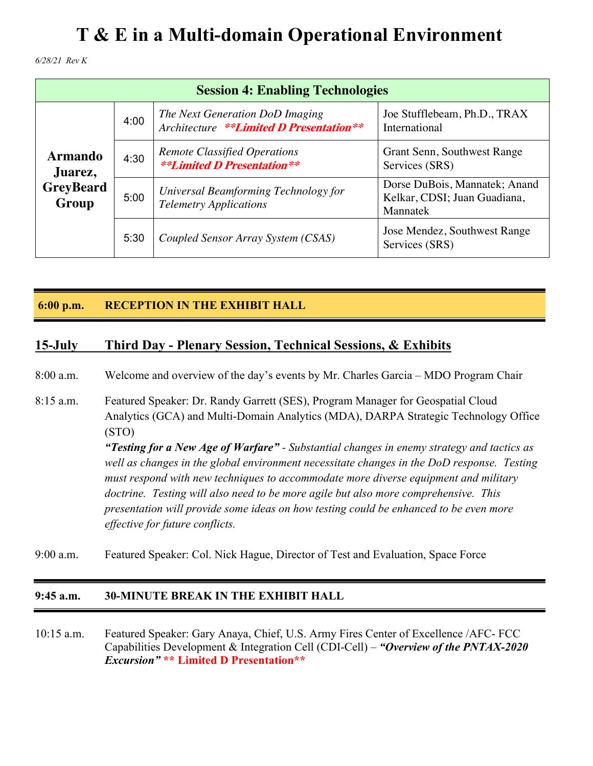# T & E in a Multi-domain Operational Environment

*6/28/21 Rev K*

| Session 4: Enabling Technologies | | | |
|---|---|---|---|
| **Armando Juarez, GreyBeard Group** | 4:00 | *The Next Generation DoD Imaging Architecture* ***\*\*Limited D Presentation\*\**** | Joe Stufflebeam, Ph.D., TRAX International |
| | 4:30 | *Remote Classified Operations* ***\*\*Limited D Presentation\*\**** | Grant Senn, Southwest Range Services (SRS) |
| | 5:00 | *Universal Beamforming Technology for Telemetry Applications* | Dorse DuBois, Mannatek; Anand Kelkar, CDSI; Juan Guadiana, Mannatek |
| | 5:30 | *Coupled Sensor Array System (CSAS)* | Jose Mendez, Southwest Range Services (SRS) |

**6:00 p.m. RECEPTION IN THE EXHIBIT HALL**

## 15-July Third Day - Plenary Session, Technical Sessions, & Exhibits

8:00 a.m. Welcome and overview of the day's events by Mr. Charles Garcia – MDO Program Chair

8:15 a.m. Featured Speaker: Dr. Randy Garrett (SES), Program Manager for Geospatial Cloud Analytics (GCA) and Multi-Domain Analytics (MDA), DARPA Strategic Technology Office (STO)
***"Testing for a New Age of Warfare"*** *- Substantial changes in enemy strategy and tactics as well as changes in the global environment necessitate changes in the DoD response. Testing must respond with new techniques to accommodate more diverse equipment and military doctrine. Testing will also need to be more agile but also more comprehensive. This presentation will provide some ideas on how testing could be enhanced to be even more effective for future conflicts.*

9:00 a.m. Featured Speaker: Col. Nick Hague, Director of Test and Evaluation, Space Force

**9:45 a.m. 30-MINUTE BREAK IN THE EXHIBIT HALL**

10:15 a.m. Featured Speaker: Gary Anaya, Chief, U.S. Army Fires Center of Excellence /AFC- FCC Capabilities Development & Integration Cell (CDI-Cell) – ***"Overview of the PNTAX-2020 Excursion"*** **\*\* Limited D Presentation\*\***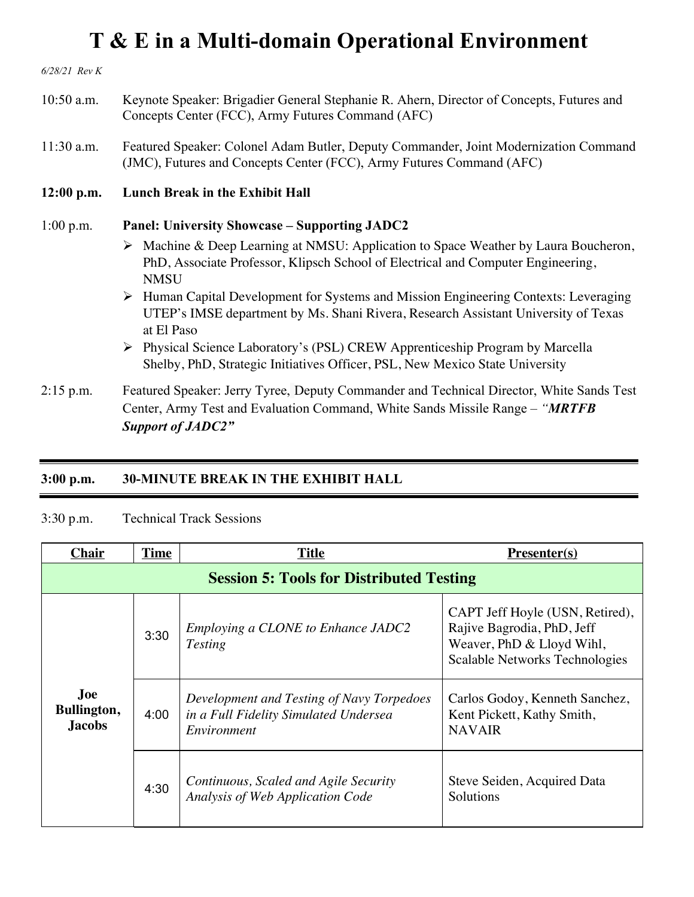# T & E in a Multi-domain Operational Environment

*6/28/21 Rev K*

10:50 a.m. Keynote Speaker: Brigadier General Stephanie R. Ahern, Director of Concepts, Futures and Concepts Center (FCC), Army Futures Command (AFC)

11:30 a.m. Featured Speaker: Colonel Adam Butler, Deputy Commander, Joint Modernization Command (JMC), Futures and Concepts Center (FCC), Army Futures Command (AFC)

**12:00 p.m. Lunch Break in the Exhibit Hall**

1:00 p.m. **Panel: University Showcase – Supporting JADC2**

- Machine & Deep Learning at NMSU: Application to Space Weather by Laura Boucheron, PhD, Associate Professor, Klipsch School of Electrical and Computer Engineering, NMSU
- Human Capital Development for Systems and Mission Engineering Contexts: Leveraging UTEP's IMSE department by Ms. Shani Rivera, Research Assistant University of Texas at El Paso
- Physical Science Laboratory's (PSL) CREW Apprenticeship Program by Marcella Shelby, PhD, Strategic Initiatives Officer, PSL, New Mexico State University

2:15 p.m. Featured Speaker: Jerry Tyree, Deputy Commander and Technical Director, White Sands Test Center, Army Test and Evaluation Command, White Sands Missile Range – ***"MRTFB Support of JADC2"***

---

**3:00 p.m. 30-MINUTE BREAK IN THE EXHIBIT HALL**

---

3:30 p.m. Technical Track Sessions

| Chair | Time | Title | Presenter(s) |
|---|---|---|---|
| **Session 5: Tools for Distributed Testing** | | | |
| **Joe Bullington, Jacobs** | 3:30 | *Employing a CLONE to Enhance JADC2 Testing* | CAPT Jeff Hoyle (USN, Retired), Rajive Bagrodia, PhD, Jeff Weaver, PhD & Lloyd Wihl, Scalable Networks Technologies |
| | 4:00 | *Development and Testing of Navy Torpedoes in a Full Fidelity Simulated Undersea Environment* | Carlos Godoy, Kenneth Sanchez, Kent Pickett, Kathy Smith, NAVAIR |
| | 4:30 | *Continuous, Scaled and Agile Security Analysis of Web Application Code* | Steve Seiden, Acquired Data Solutions |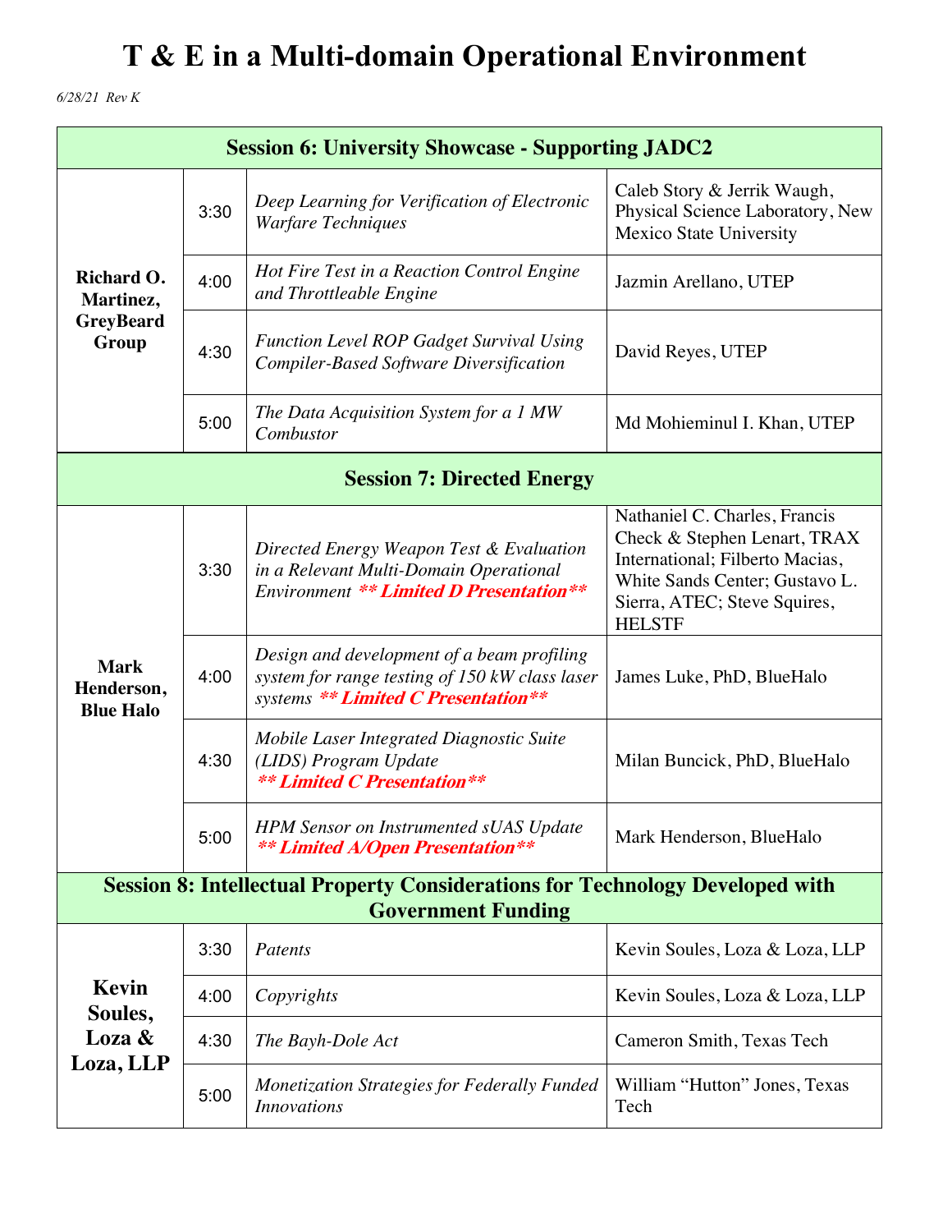# T & E in a Multi-domain Operational Environment

*6/28/21 Rev K*

| Session 6: University Showcase - Supporting JADC2 | | | |
|---|---|---|---|
| **Richard O. Martinez, GreyBeard Group** | 3:30 | *Deep Learning for Verification of Electronic Warfare Techniques* | Caleb Story & Jerrik Waugh, Physical Science Laboratory, New Mexico State University |
| | 4:00 | *Hot Fire Test in a Reaction Control Engine and Throttleable Engine* | Jazmin Arellano, UTEP |
| | 4:30 | *Function Level ROP Gadget Survival Using Compiler-Based Software Diversification* | David Reyes, UTEP |
| | 5:00 | *The Data Acquisition System for a 1 MW Combustor* | Md Mohieminul I. Khan, UTEP |
| **Session 7: Directed Energy** | | | |
| **Mark Henderson, Blue Halo** | 3:30 | *Directed Energy Weapon Test & Evaluation in a Relevant Multi-Domain Operational Environment* ***\*\* Limited D Presentation\*\**** | Nathaniel C. Charles, Francis Check & Stephen Lenart, TRAX International; Filberto Macias, White Sands Center; Gustavo L. Sierra, ATEC; Steve Squires, HELSTF |
| | 4:00 | *Design and development of a beam profiling system for range testing of 150 kW class laser systems* ***\*\* Limited C Presentation\*\**** | James Luke, PhD, BlueHalo |
| | 4:30 | *Mobile Laser Integrated Diagnostic Suite (LIDS) Program Update* ***\*\* Limited C Presentation\*\**** | Milan Buncick, PhD, BlueHalo |
| | 5:00 | *HPM Sensor on Instrumented sUAS Update* ***\*\* Limited A/Open Presentation\*\**** | Mark Henderson, BlueHalo |
| **Session 8: Intellectual Property Considerations for Technology Developed with Government Funding** | | | |
| **Kevin Soules, Loza & Loza, LLP** | 3:30 | *Patents* | Kevin Soules, Loza & Loza, LLP |
| | 4:00 | *Copyrights* | Kevin Soules, Loza & Loza, LLP |
| | 4:30 | *The Bayh-Dole Act* | Cameron Smith, Texas Tech |
| | 5:00 | *Monetization Strategies for Federally Funded Innovations* | William "Hutton" Jones, Texas Tech |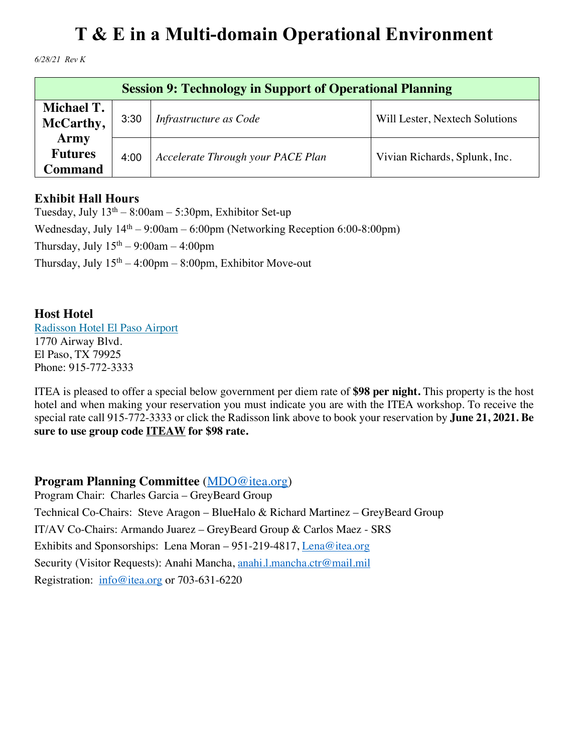# T & E in a Multi-domain Operational Environment

*6/28/21 Rev K*

| Session 9: Technology in Support of Operational Planning | | | |
|---|---|---|---|
| **Michael T. McCarthy, Army Futures Command** | 3:30 | *Infrastructure as Code* | Will Lester, Nextech Solutions |
| | 4:00 | *Accelerate Through your PACE Plan* | Vivian Richards, Splunk, Inc. |

### Exhibit Hall Hours

Tuesday, July 13th – 8:00am – 5:30pm, Exhibitor Set-up

Wednesday, July 14th – 9:00am – 6:00pm (Networking Reception 6:00-8:00pm)

Thursday, July 15th – 9:00am – 4:00pm

Thursday, July 15th – 4:00pm – 8:00pm, Exhibitor Move-out

### Host Hotel

Radisson Hotel El Paso Airport
1770 Airway Blvd.
El Paso, TX 79925
Phone: 915-772-3333

ITEA is pleased to offer a special below government per diem rate of **$98 per night.** This property is the host hotel and when making your reservation you must indicate you are with the ITEA workshop. To receive the special rate call 915-772-3333 or click the Radisson link above to book your reservation by **June 21, 2021. Be sure to use group code ITEAW for $98 rate.**

### Program Planning Committee (MDO@itea.org)

Program Chair: Charles Garcia – GreyBeard Group

Technical Co-Chairs: Steve Aragon – BlueHalo & Richard Martinez – GreyBeard Group

IT/AV Co-Chairs: Armando Juarez – GreyBeard Group & Carlos Maez - SRS

Exhibits and Sponsorships: Lena Moran – 951-219-4817, Lena@itea.org

Security (Visitor Requests): Anahi Mancha, anahi.l.mancha.ctr@mail.mil

Registration: info@itea.org or 703-631-6220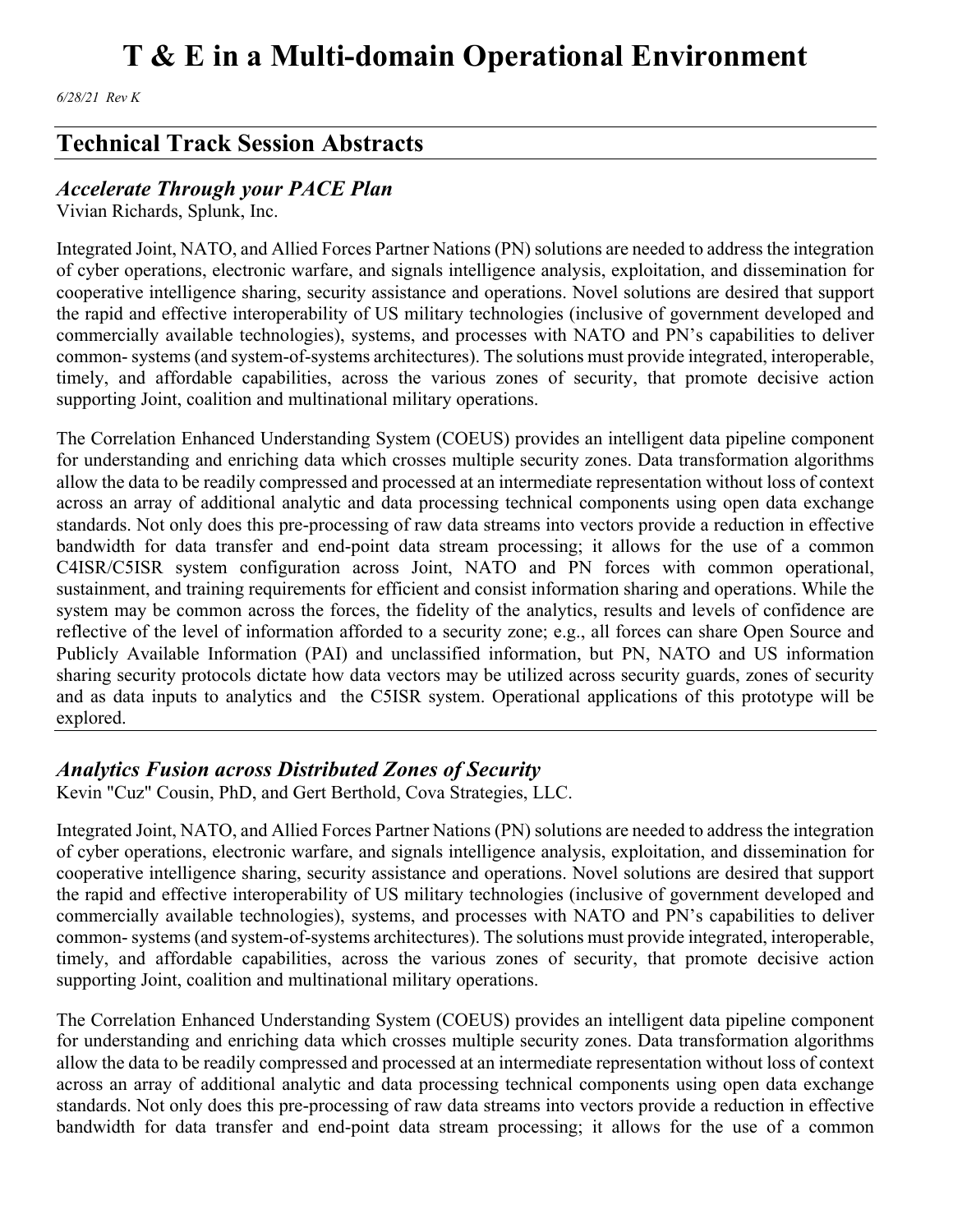# T & E in a Multi-domain Operational Environment

*6/28/21 Rev K*

## Technical Track Session Abstracts

### *Accelerate Through your PACE Plan*

Vivian Richards, Splunk, Inc.

Integrated Joint, NATO, and Allied Forces Partner Nations (PN) solutions are needed to address the integration of cyber operations, electronic warfare, and signals intelligence analysis, exploitation, and dissemination for cooperative intelligence sharing, security assistance and operations. Novel solutions are desired that support the rapid and effective interoperability of US military technologies (inclusive of government developed and commercially available technologies), systems, and processes with NATO and PN's capabilities to deliver common- systems (and system-of-systems architectures). The solutions must provide integrated, interoperable, timely, and affordable capabilities, across the various zones of security, that promote decisive action supporting Joint, coalition and multinational military operations.

The Correlation Enhanced Understanding System (COEUS) provides an intelligent data pipeline component for understanding and enriching data which crosses multiple security zones. Data transformation algorithms allow the data to be readily compressed and processed at an intermediate representation without loss of context across an array of additional analytic and data processing technical components using open data exchange standards. Not only does this pre-processing of raw data streams into vectors provide a reduction in effective bandwidth for data transfer and end-point data stream processing; it allows for the use of a common C4ISR/C5ISR system configuration across Joint, NATO and PN forces with common operational, sustainment, and training requirements for efficient and consist information sharing and operations. While the system may be common across the forces, the fidelity of the analytics, results and levels of confidence are reflective of the level of information afforded to a security zone; e.g., all forces can share Open Source and Publicly Available Information (PAI) and unclassified information, but PN, NATO and US information sharing security protocols dictate how data vectors may be utilized across security guards, zones of security and as data inputs to analytics and the C5ISR system. Operational applications of this prototype will be explored.

### *Analytics Fusion across Distributed Zones of Security*

Kevin "Cuz" Cousin, PhD, and Gert Berthold, Cova Strategies, LLC.

Integrated Joint, NATO, and Allied Forces Partner Nations (PN) solutions are needed to address the integration of cyber operations, electronic warfare, and signals intelligence analysis, exploitation, and dissemination for cooperative intelligence sharing, security assistance and operations. Novel solutions are desired that support the rapid and effective interoperability of US military technologies (inclusive of government developed and commercially available technologies), systems, and processes with NATO and PN's capabilities to deliver common- systems (and system-of-systems architectures). The solutions must provide integrated, interoperable, timely, and affordable capabilities, across the various zones of security, that promote decisive action supporting Joint, coalition and multinational military operations.

The Correlation Enhanced Understanding System (COEUS) provides an intelligent data pipeline component for understanding and enriching data which crosses multiple security zones. Data transformation algorithms allow the data to be readily compressed and processed at an intermediate representation without loss of context across an array of additional analytic and data processing technical components using open data exchange standards. Not only does this pre-processing of raw data streams into vectors provide a reduction in effective bandwidth for data transfer and end-point data stream processing; it allows for the use of a common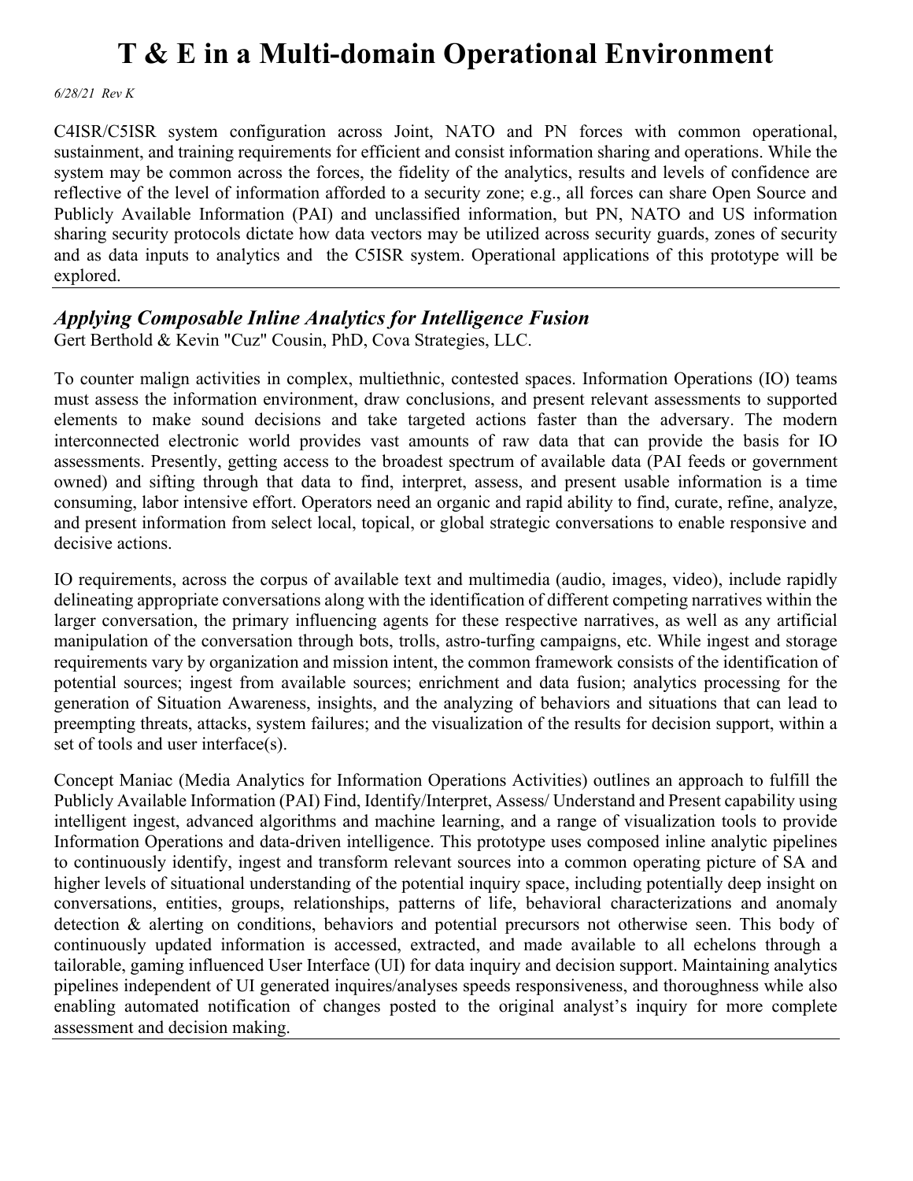# T & E in a Multi-domain Operational Environment

*6/28/21 Rev K*

C4ISR/C5ISR system configuration across Joint, NATO and PN forces with common operational, sustainment, and training requirements for efficient and consist information sharing and operations. While the system may be common across the forces, the fidelity of the analytics, results and levels of confidence are reflective of the level of information afforded to a security zone; e.g., all forces can share Open Source and Publicly Available Information (PAI) and unclassified information, but PN, NATO and US information sharing security protocols dictate how data vectors may be utilized across security guards, zones of security and as data inputs to analytics and the C5ISR system. Operational applications of this prototype will be explored.

---

## *Applying Composable Inline Analytics for Intelligence Fusion*

Gert Berthold & Kevin "Cuz" Cousin, PhD, Cova Strategies, LLC.

To counter malign activities in complex, multiethnic, contested spaces. Information Operations (IO) teams must assess the information environment, draw conclusions, and present relevant assessments to supported elements to make sound decisions and take targeted actions faster than the adversary. The modern interconnected electronic world provides vast amounts of raw data that can provide the basis for IO assessments. Presently, getting access to the broadest spectrum of available data (PAI feeds or government owned) and sifting through that data to find, interpret, assess, and present usable information is a time consuming, labor intensive effort. Operators need an organic and rapid ability to find, curate, refine, analyze, and present information from select local, topical, or global strategic conversations to enable responsive and decisive actions.

IO requirements, across the corpus of available text and multimedia (audio, images, video), include rapidly delineating appropriate conversations along with the identification of different competing narratives within the larger conversation, the primary influencing agents for these respective narratives, as well as any artificial manipulation of the conversation through bots, trolls, astro-turfing campaigns, etc. While ingest and storage requirements vary by organization and mission intent, the common framework consists of the identification of potential sources; ingest from available sources; enrichment and data fusion; analytics processing for the generation of Situation Awareness, insights, and the analyzing of behaviors and situations that can lead to preempting threats, attacks, system failures; and the visualization of the results for decision support, within a set of tools and user interface(s).

Concept Maniac (Media Analytics for Information Operations Activities) outlines an approach to fulfill the Publicly Available Information (PAI) Find, Identify/Interpret, Assess/ Understand and Present capability using intelligent ingest, advanced algorithms and machine learning, and a range of visualization tools to provide Information Operations and data-driven intelligence. This prototype uses composed inline analytic pipelines to continuously identify, ingest and transform relevant sources into a common operating picture of SA and higher levels of situational understanding of the potential inquiry space, including potentially deep insight on conversations, entities, groups, relationships, patterns of life, behavioral characterizations and anomaly detection & alerting on conditions, behaviors and potential precursors not otherwise seen. This body of continuously updated information is accessed, extracted, and made available to all echelons through a tailorable, gaming influenced User Interface (UI) for data inquiry and decision support. Maintaining analytics pipelines independent of UI generated inquires/analyses speeds responsiveness, and thoroughness while also enabling automated notification of changes posted to the original analyst's inquiry for more complete assessment and decision making.

---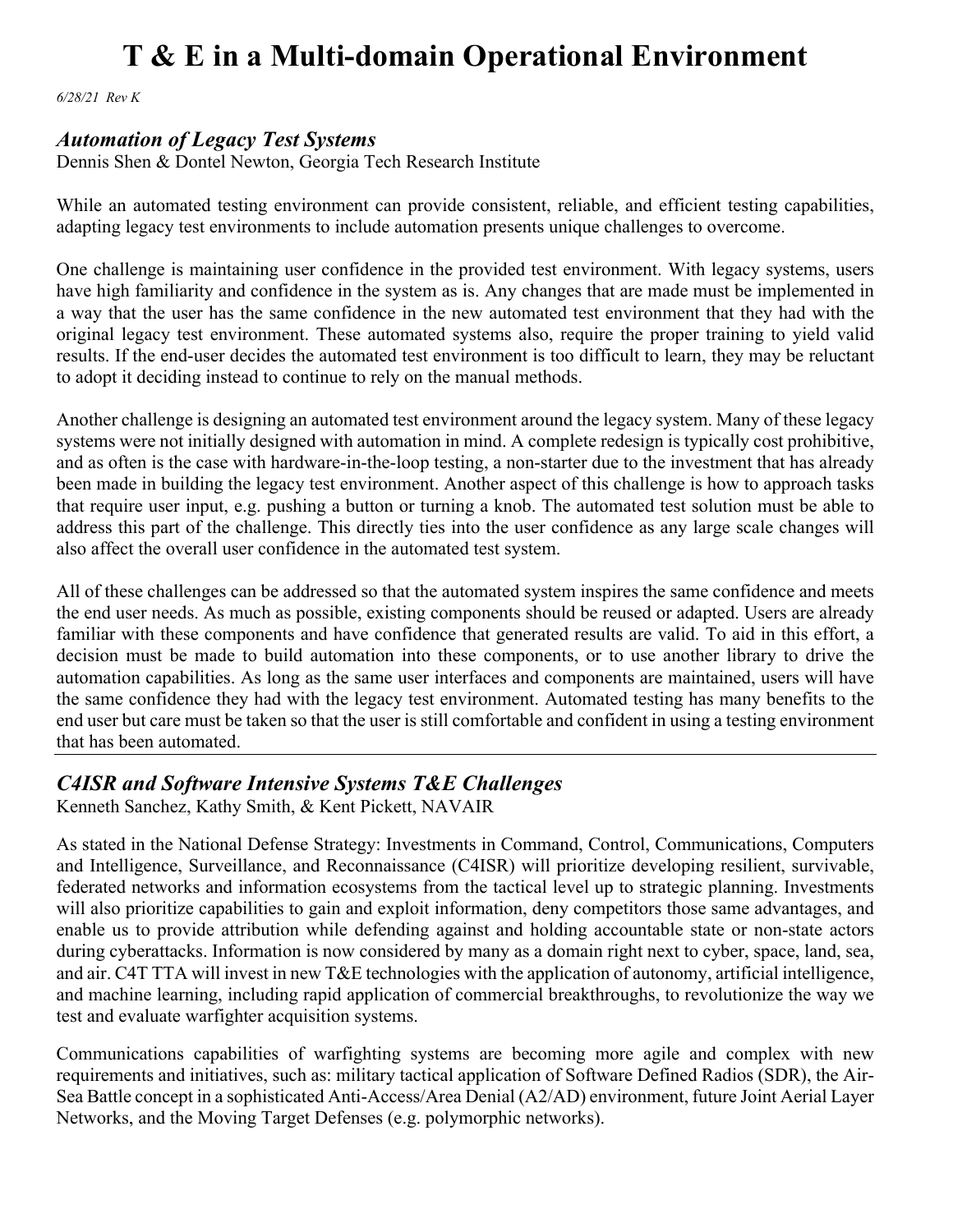# T & E in a Multi-domain Operational Environment

*6/28/21 Rev K*

## *Automation of Legacy Test Systems*

Dennis Shen & Dontel Newton, Georgia Tech Research Institute

While an automated testing environment can provide consistent, reliable, and efficient testing capabilities, adapting legacy test environments to include automation presents unique challenges to overcome.

One challenge is maintaining user confidence in the provided test environment. With legacy systems, users have high familiarity and confidence in the system as is. Any changes that are made must be implemented in a way that the user has the same confidence in the new automated test environment that they had with the original legacy test environment. These automated systems also, require the proper training to yield valid results. If the end-user decides the automated test environment is too difficult to learn, they may be reluctant to adopt it deciding instead to continue to rely on the manual methods.

Another challenge is designing an automated test environment around the legacy system. Many of these legacy systems were not initially designed with automation in mind. A complete redesign is typically cost prohibitive, and as often is the case with hardware-in-the-loop testing, a non-starter due to the investment that has already been made in building the legacy test environment. Another aspect of this challenge is how to approach tasks that require user input, e.g. pushing a button or turning a knob. The automated test solution must be able to address this part of the challenge. This directly ties into the user confidence as any large scale changes will also affect the overall user confidence in the automated test system.

All of these challenges can be addressed so that the automated system inspires the same confidence and meets the end user needs. As much as possible, existing components should be reused or adapted. Users are already familiar with these components and have confidence that generated results are valid. To aid in this effort, a decision must be made to build automation into these components, or to use another library to drive the automation capabilities. As long as the same user interfaces and components are maintained, users will have the same confidence they had with the legacy test environment. Automated testing has many benefits to the end user but care must be taken so that the user is still comfortable and confident in using a testing environment that has been automated.

---

## *C4ISR and Software Intensive Systems T&E Challenges*

Kenneth Sanchez, Kathy Smith, & Kent Pickett, NAVAIR

As stated in the National Defense Strategy: Investments in Command, Control, Communications, Computers and Intelligence, Surveillance, and Reconnaissance (C4ISR) will prioritize developing resilient, survivable, federated networks and information ecosystems from the tactical level up to strategic planning. Investments will also prioritize capabilities to gain and exploit information, deny competitors those same advantages, and enable us to provide attribution while defending against and holding accountable state or non-state actors during cyberattacks. Information is now considered by many as a domain right next to cyber, space, land, sea, and air. C4T TTA will invest in new T&E technologies with the application of autonomy, artificial intelligence, and machine learning, including rapid application of commercial breakthroughs, to revolutionize the way we test and evaluate warfighter acquisition systems.

Communications capabilities of warfighting systems are becoming more agile and complex with new requirements and initiatives, such as: military tactical application of Software Defined Radios (SDR), the Air-Sea Battle concept in a sophisticated Anti-Access/Area Denial (A2/AD) environment, future Joint Aerial Layer Networks, and the Moving Target Defenses (e.g. polymorphic networks).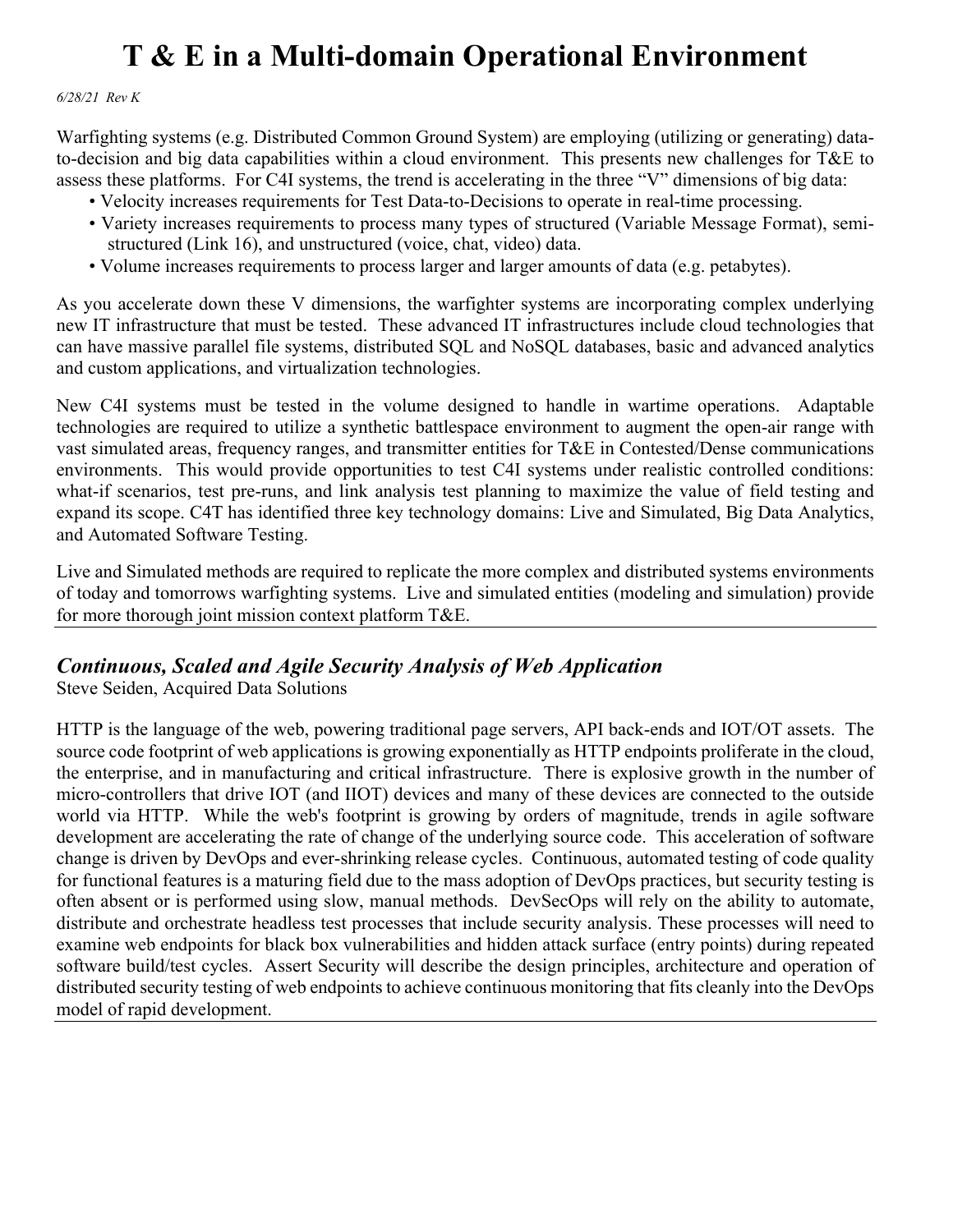# T & E in a Multi-domain Operational Environment

*6/28/21 Rev K*

Warfighting systems (e.g. Distributed Common Ground System) are employing (utilizing or generating) data-to-decision and big data capabilities within a cloud environment. This presents new challenges for T&E to assess these platforms. For C4I systems, the trend is accelerating in the three "V" dimensions of big data:

- Velocity increases requirements for Test Data-to-Decisions to operate in real-time processing.
- Variety increases requirements to process many types of structured (Variable Message Format), semi-structured (Link 16), and unstructured (voice, chat, video) data.
- Volume increases requirements to process larger and larger amounts of data (e.g. petabytes).

As you accelerate down these V dimensions, the warfighter systems are incorporating complex underlying new IT infrastructure that must be tested. These advanced IT infrastructures include cloud technologies that can have massive parallel file systems, distributed SQL and NoSQL databases, basic and advanced analytics and custom applications, and virtualization technologies.

New C4I systems must be tested in the volume designed to handle in wartime operations. Adaptable technologies are required to utilize a synthetic battlespace environment to augment the open-air range with vast simulated areas, frequency ranges, and transmitter entities for T&E in Contested/Dense communications environments. This would provide opportunities to test C4I systems under realistic controlled conditions: what-if scenarios, test pre-runs, and link analysis test planning to maximize the value of field testing and expand its scope. C4T has identified three key technology domains: Live and Simulated, Big Data Analytics, and Automated Software Testing.

Live and Simulated methods are required to replicate the more complex and distributed systems environments of today and tomorrows warfighting systems. Live and simulated entities (modeling and simulation) provide for more thorough joint mission context platform T&E.

---

## *Continuous, Scaled and Agile Security Analysis of Web Application*

Steve Seiden, Acquired Data Solutions

HTTP is the language of the web, powering traditional page servers, API back-ends and IOT/OT assets. The source code footprint of web applications is growing exponentially as HTTP endpoints proliferate in the cloud, the enterprise, and in manufacturing and critical infrastructure. There is explosive growth in the number of micro-controllers that drive IOT (and IIOT) devices and many of these devices are connected to the outside world via HTTP. While the web's footprint is growing by orders of magnitude, trends in agile software development are accelerating the rate of change of the underlying source code. This acceleration of software change is driven by DevOps and ever-shrinking release cycles. Continuous, automated testing of code quality for functional features is a maturing field due to the mass adoption of DevOps practices, but security testing is often absent or is performed using slow, manual methods. DevSecOps will rely on the ability to automate, distribute and orchestrate headless test processes that include security analysis. These processes will need to examine web endpoints for black box vulnerabilities and hidden attack surface (entry points) during repeated software build/test cycles. Assert Security will describe the design principles, architecture and operation of distributed security testing of web endpoints to achieve continuous monitoring that fits cleanly into the DevOps model of rapid development.

---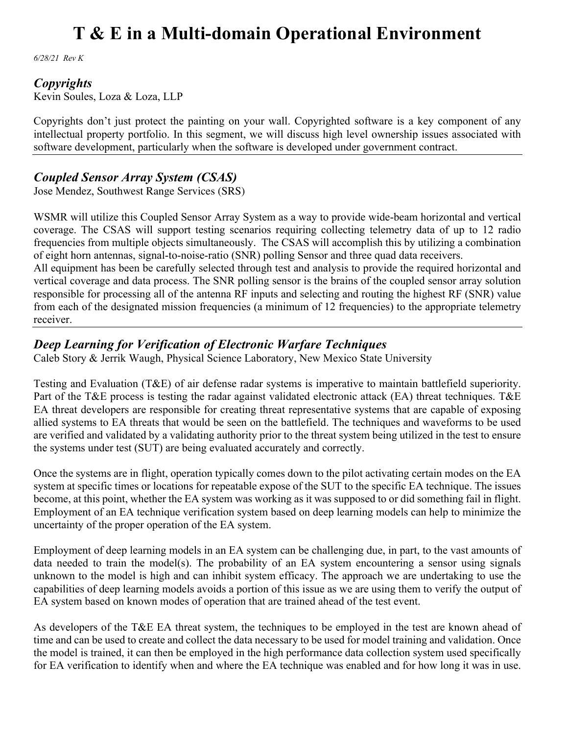# T & E in a Multi-domain Operational Environment

*6/28/21 Rev K*

## *Copyrights*

Kevin Soules, Loza & Loza, LLP

Copyrights don't just protect the painting on your wall. Copyrighted software is a key component of any intellectual property portfolio. In this segment, we will discuss high level ownership issues associated with software development, particularly when the software is developed under government contract.

---

## *Coupled Sensor Array System (CSAS)*

Jose Mendez, Southwest Range Services (SRS)

WSMR will utilize this Coupled Sensor Array System as a way to provide wide-beam horizontal and vertical coverage. The CSAS will support testing scenarios requiring collecting telemetry data of up to 12 radio frequencies from multiple objects simultaneously. The CSAS will accomplish this by utilizing a combination of eight horn antennas, signal-to-noise-ratio (SNR) polling Sensor and three quad data receivers.
All equipment has been be carefully selected through test and analysis to provide the required horizontal and vertical coverage and data process. The SNR polling sensor is the brains of the coupled sensor array solution responsible for processing all of the antenna RF inputs and selecting and routing the highest RF (SNR) value from each of the designated mission frequencies (a minimum of 12 frequencies) to the appropriate telemetry receiver.

---

## *Deep Learning for Verification of Electronic Warfare Techniques*

Caleb Story & Jerrik Waugh, Physical Science Laboratory, New Mexico State University

Testing and Evaluation (T&E) of air defense radar systems is imperative to maintain battlefield superiority. Part of the T&E process is testing the radar against validated electronic attack (EA) threat techniques. T&E EA threat developers are responsible for creating threat representative systems that are capable of exposing allied systems to EA threats that would be seen on the battlefield. The techniques and waveforms to be used are verified and validated by a validating authority prior to the threat system being utilized in the test to ensure the systems under test (SUT) are being evaluated accurately and correctly.

Once the systems are in flight, operation typically comes down to the pilot activating certain modes on the EA system at specific times or locations for repeatable expose of the SUT to the specific EA technique. The issues become, at this point, whether the EA system was working as it was supposed to or did something fail in flight. Employment of an EA technique verification system based on deep learning models can help to minimize the uncertainty of the proper operation of the EA system.

Employment of deep learning models in an EA system can be challenging due, in part, to the vast amounts of data needed to train the model(s). The probability of an EA system encountering a sensor using signals unknown to the model is high and can inhibit system efficacy. The approach we are undertaking to use the capabilities of deep learning models avoids a portion of this issue as we are using them to verify the output of EA system based on known modes of operation that are trained ahead of the test event.

As developers of the T&E EA threat system, the techniques to be employed in the test are known ahead of time and can be used to create and collect the data necessary to be used for model training and validation. Once the model is trained, it can then be employed in the high performance data collection system used specifically for EA verification to identify when and where the EA technique was enabled and for how long it was in use.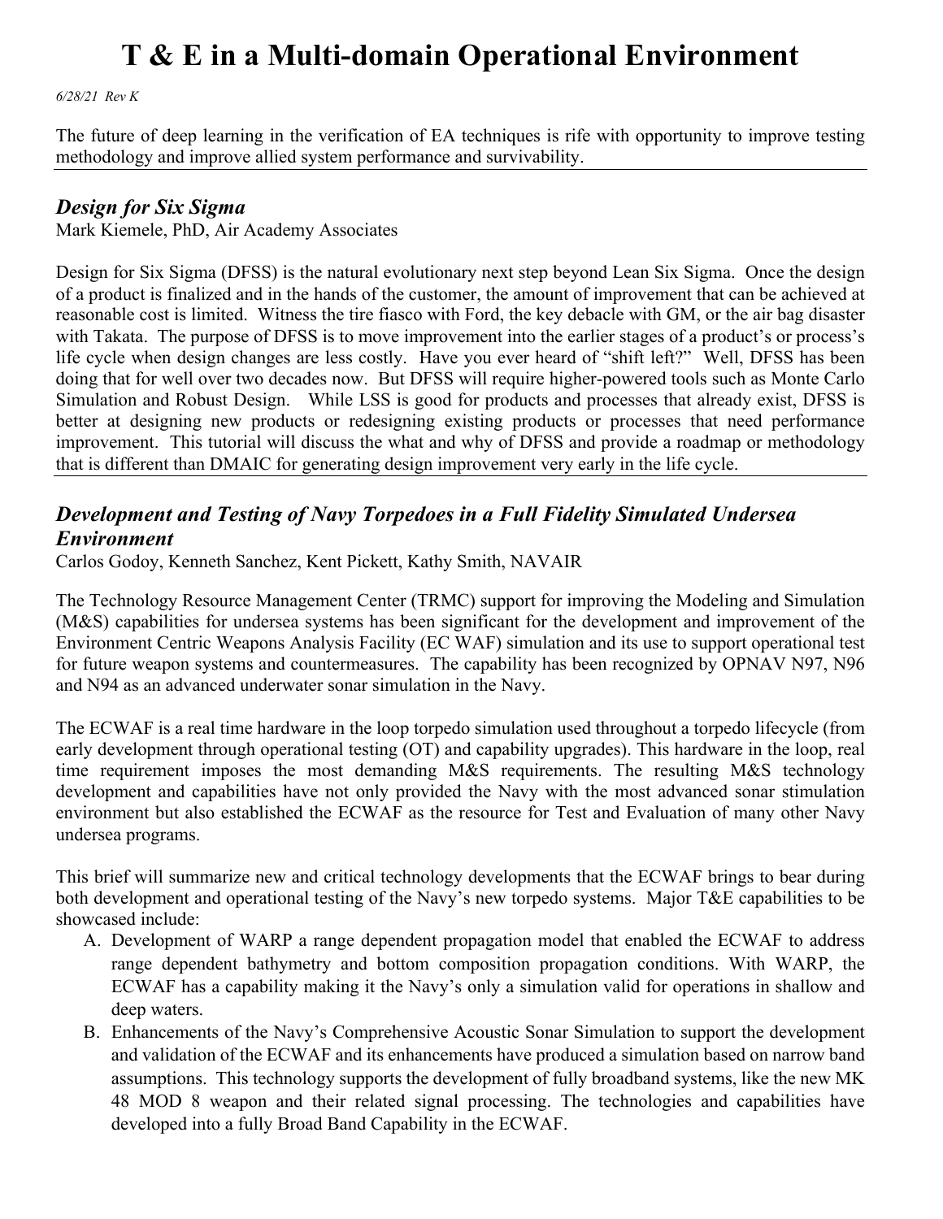The future of deep learning in the verification of EA techniques is rife with opportunity to improve testing methodology and improve allied system performance and survivability.

---

## *Design for Six Sigma*

Mark Kiemele, PhD, Air Academy Associates

Design for Six Sigma (DFSS) is the natural evolutionary next step beyond Lean Six Sigma. Once the design of a product is finalized and in the hands of the customer, the amount of improvement that can be achieved at reasonable cost is limited. Witness the tire fiasco with Ford, the key debacle with GM, or the air bag disaster with Takata. The purpose of DFSS is to move improvement into the earlier stages of a product's or process's life cycle when design changes are less costly. Have you ever heard of "shift left?" Well, DFSS has been doing that for well over two decades now. But DFSS will require higher-powered tools such as Monte Carlo Simulation and Robust Design. While LSS is good for products and processes that already exist, DFSS is better at designing new products or redesigning existing products or processes that need performance improvement. This tutorial will discuss the what and why of DFSS and provide a roadmap or methodology that is different than DMAIC for generating design improvement very early in the life cycle.

---

## *Development and Testing of Navy Torpedoes in a Full Fidelity Simulated Undersea Environment*

Carlos Godoy, Kenneth Sanchez, Kent Pickett, Kathy Smith, NAVAIR

The Technology Resource Management Center (TRMC) support for improving the Modeling and Simulation (M&S) capabilities for undersea systems has been significant for the development and improvement of the Environment Centric Weapons Analysis Facility (EC WAF) simulation and its use to support operational test for future weapon systems and countermeasures. The capability has been recognized by OPNAV N97, N96 and N94 as an advanced underwater sonar simulation in the Navy.

The ECWAF is a real time hardware in the loop torpedo simulation used throughout a torpedo lifecycle (from early development through operational testing (OT) and capability upgrades). This hardware in the loop, real time requirement imposes the most demanding M&S requirements. The resulting M&S technology development and capabilities have not only provided the Navy with the most advanced sonar stimulation environment but also established the ECWAF as the resource for Test and Evaluation of many other Navy undersea programs.

This brief will summarize new and critical technology developments that the ECWAF brings to bear during both development and operational testing of the Navy's new torpedo systems. Major T&E capabilities to be showcased include:

A. Development of WARP a range dependent propagation model that enabled the ECWAF to address range dependent bathymetry and bottom composition propagation conditions. With WARP, the ECWAF has a capability making it the Navy's only a simulation valid for operations in shallow and deep waters.
B. Enhancements of the Navy's Comprehensive Acoustic Sonar Simulation to support the development and validation of the ECWAF and its enhancements have produced a simulation based on narrow band assumptions. This technology supports the development of fully broadband systems, like the new MK 48 MOD 8 weapon and their related signal processing. The technologies and capabilities have developed into a fully Broad Band Capability in the ECWAF.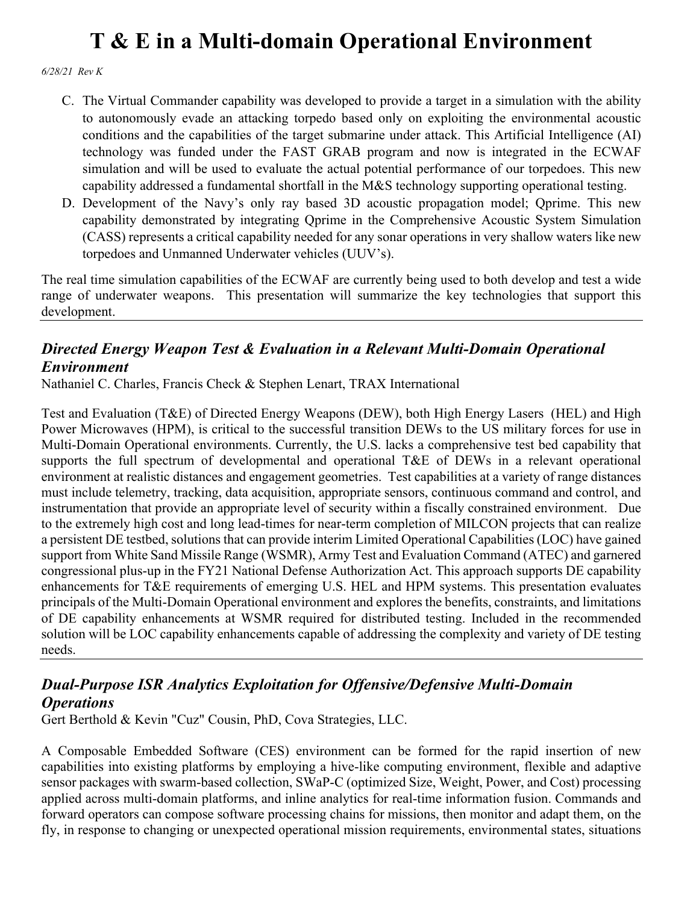C. The Virtual Commander capability was developed to provide a target in a simulation with the ability to autonomously evade an attacking torpedo based only on exploiting the environmental acoustic conditions and the capabilities of the target submarine under attack. This Artificial Intelligence (AI) technology was funded under the FAST GRAB program and now is integrated in the ECWAF simulation and will be used to evaluate the actual potential performance of our torpedoes. This new capability addressed a fundamental shortfall in the M&S technology supporting operational testing.
D. Development of the Navy's only ray based 3D acoustic propagation model; Qprime. This new capability demonstrated by integrating Qprime in the Comprehensive Acoustic System Simulation (CASS) represents a critical capability needed for any sonar operations in very shallow waters like new torpedoes and Unmanned Underwater vehicles (UUV's).

The real time simulation capabilities of the ECWAF are currently being used to both develop and test a wide range of underwater weapons. This presentation will summarize the key technologies that support this development.

---

## *Directed Energy Weapon Test & Evaluation in a Relevant Multi-Domain Operational Environment*

Nathaniel C. Charles, Francis Check & Stephen Lenart, TRAX International

Test and Evaluation (T&E) of Directed Energy Weapons (DEW), both High Energy Lasers (HEL) and High Power Microwaves (HPM), is critical to the successful transition DEWs to the US military forces for use in Multi-Domain Operational environments. Currently, the U.S. lacks a comprehensive test bed capability that supports the full spectrum of developmental and operational T&E of DEWs in a relevant operational environment at realistic distances and engagement geometries. Test capabilities at a variety of range distances must include telemetry, tracking, data acquisition, appropriate sensors, continuous command and control, and instrumentation that provide an appropriate level of security within a fiscally constrained environment. Due to the extremely high cost and long lead-times for near-term completion of MILCON projects that can realize a persistent DE testbed, solutions that can provide interim Limited Operational Capabilities (LOC) have gained support from White Sand Missile Range (WSMR), Army Test and Evaluation Command (ATEC) and garnered congressional plus-up in the FY21 National Defense Authorization Act. This approach supports DE capability enhancements for T&E requirements of emerging U.S. HEL and HPM systems. This presentation evaluates principals of the Multi-Domain Operational environment and explores the benefits, constraints, and limitations of DE capability enhancements at WSMR required for distributed testing. Included in the recommended solution will be LOC capability enhancements capable of addressing the complexity and variety of DE testing needs.

---

## *Dual-Purpose ISR Analytics Exploitation for Offensive/Defensive Multi-Domain Operations*

Gert Berthold & Kevin "Cuz" Cousin, PhD, Cova Strategies, LLC.

A Composable Embedded Software (CES) environment can be formed for the rapid insertion of new capabilities into existing platforms by employing a hive-like computing environment, flexible and adaptive sensor packages with swarm-based collection, SWaP-C (optimized Size, Weight, Power, and Cost) processing applied across multi-domain platforms, and inline analytics for real-time information fusion. Commands and forward operators can compose software processing chains for missions, then monitor and adapt them, on the fly, in response to changing or unexpected operational mission requirements, environmental states, situations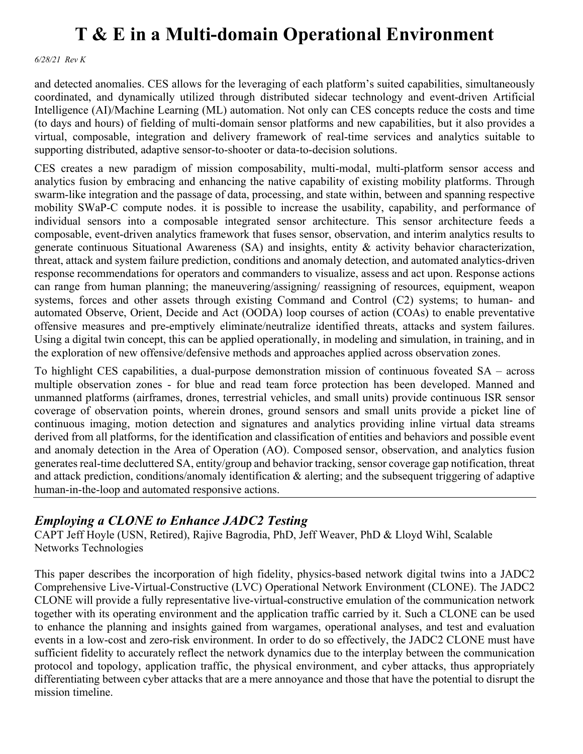and detected anomalies. CES allows for the leveraging of each platform's suited capabilities, simultaneously coordinated, and dynamically utilized through distributed sidecar technology and event-driven Artificial Intelligence (AI)/Machine Learning (ML) automation. Not only can CES concepts reduce the costs and time (to days and hours) of fielding of multi-domain sensor platforms and new capabilities, but it also provides a virtual, composable, integration and delivery framework of real-time services and analytics suitable to supporting distributed, adaptive sensor-to-shooter or data-to-decision solutions.

CES creates a new paradigm of mission composability, multi-modal, multi-platform sensor access and analytics fusion by embracing and enhancing the native capability of existing mobility platforms. Through swarm-like integration and the passage of data, processing, and state within, between and spanning respective mobility SWaP-C compute nodes. it is possible to increase the usability, capability, and performance of individual sensors into a composable integrated sensor architecture. This sensor architecture feeds a composable, event-driven analytics framework that fuses sensor, observation, and interim analytics results to generate continuous Situational Awareness (SA) and insights, entity & activity behavior characterization, threat, attack and system failure prediction, conditions and anomaly detection, and automated analytics-driven response recommendations for operators and commanders to visualize, assess and act upon. Response actions can range from human planning; the maneuvering/assigning/ reassigning of resources, equipment, weapon systems, forces and other assets through existing Command and Control (C2) systems; to human- and automated Observe, Orient, Decide and Act (OODA) loop courses of action (COAs) to enable preventative offensive measures and pre-emptively eliminate/neutralize identified threats, attacks and system failures. Using a digital twin concept, this can be applied operationally, in modeling and simulation, in training, and in the exploration of new offensive/defensive methods and approaches applied across observation zones.

To highlight CES capabilities, a dual-purpose demonstration mission of continuous foveated SA – across multiple observation zones - for blue and read team force protection has been developed. Manned and unmanned platforms (airframes, drones, terrestrial vehicles, and small units) provide continuous ISR sensor coverage of observation points, wherein drones, ground sensors and small units provide a picket line of continuous imaging, motion detection and signatures and analytics providing inline virtual data streams derived from all platforms, for the identification and classification of entities and behaviors and possible event and anomaly detection in the Area of Operation (AO). Composed sensor, observation, and analytics fusion generates real-time decluttered SA, entity/group and behavior tracking, sensor coverage gap notification, threat and attack prediction, conditions/anomaly identification & alerting; and the subsequent triggering of adaptive human-in-the-loop and automated responsive actions.

---

## *Employing a CLONE to Enhance JADC2 Testing*

CAPT Jeff Hoyle (USN, Retired), Rajive Bagrodia, PhD, Jeff Weaver, PhD & Lloyd Wihl, Scalable Networks Technologies

This paper describes the incorporation of high fidelity, physics-based network digital twins into a JADC2 Comprehensive Live-Virtual-Constructive (LVC) Operational Network Environment (CLONE). The JADC2 CLONE will provide a fully representative live-virtual-constructive emulation of the communication network together with its operating environment and the application traffic carried by it. Such a CLONE can be used to enhance the planning and insights gained from wargames, operational analyses, and test and evaluation events in a low-cost and zero-risk environment. In order to do so effectively, the JADC2 CLONE must have sufficient fidelity to accurately reflect the network dynamics due to the interplay between the communication protocol and topology, application traffic, the physical environment, and cyber attacks, thus appropriately differentiating between cyber attacks that are a mere annoyance and those that have the potential to disrupt the mission timeline.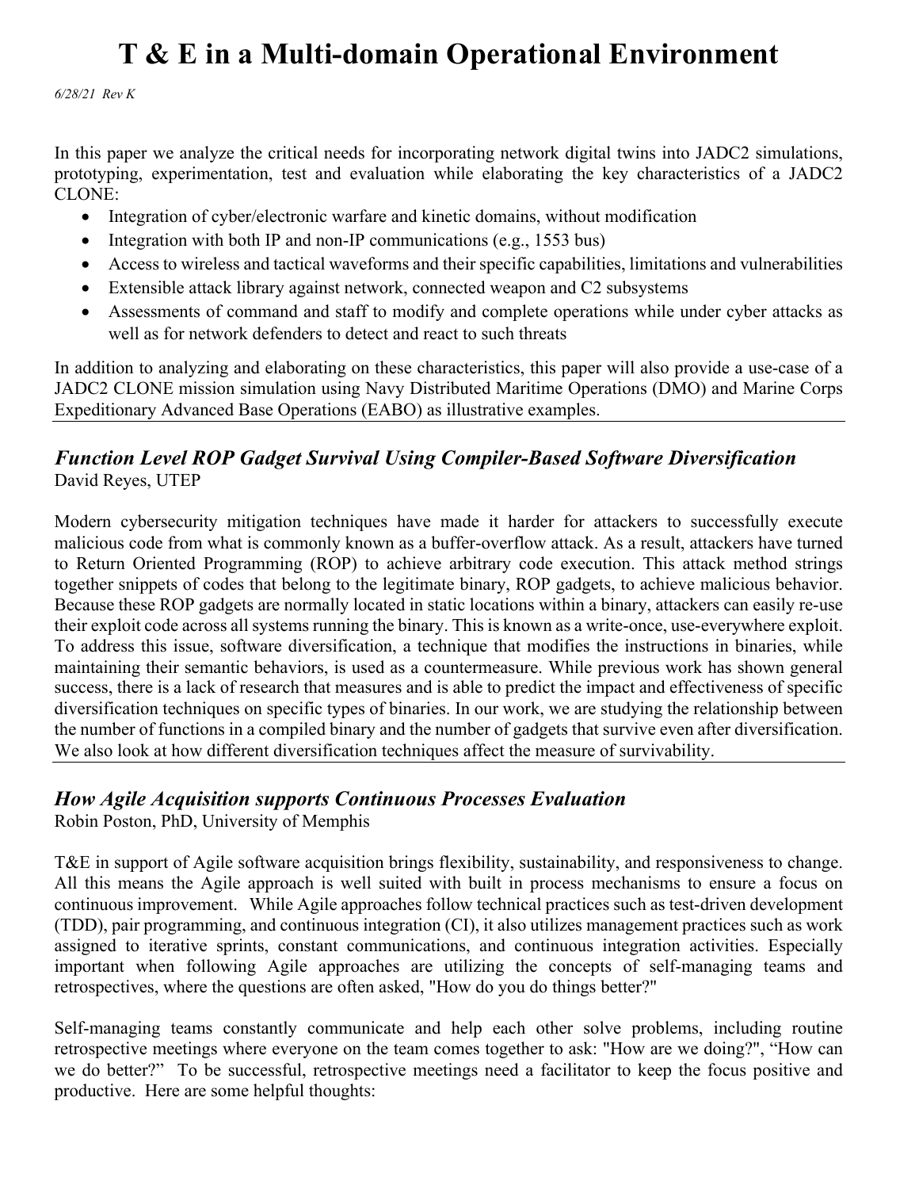# T & E in a Multi-domain Operational Environment

*6/28/21 Rev K*

In this paper we analyze the critical needs for incorporating network digital twins into JADC2 simulations, prototyping, experimentation, test and evaluation while elaborating the key characteristics of a JADC2 CLONE:

- Integration of cyber/electronic warfare and kinetic domains, without modification
- Integration with both IP and non-IP communications (e.g., 1553 bus)
- Access to wireless and tactical waveforms and their specific capabilities, limitations and vulnerabilities
- Extensible attack library against network, connected weapon and C2 subsystems
- Assessments of command and staff to modify and complete operations while under cyber attacks as well as for network defenders to detect and react to such threats

In addition to analyzing and elaborating on these characteristics, this paper will also provide a use-case of a JADC2 CLONE mission simulation using Navy Distributed Maritime Operations (DMO) and Marine Corps Expeditionary Advanced Base Operations (EABO) as illustrative examples.

---

## *Function Level ROP Gadget Survival Using Compiler-Based Software Diversification*

David Reyes, UTEP

Modern cybersecurity mitigation techniques have made it harder for attackers to successfully execute malicious code from what is commonly known as a buffer-overflow attack. As a result, attackers have turned to Return Oriented Programming (ROP) to achieve arbitrary code execution. This attack method strings together snippets of codes that belong to the legitimate binary, ROP gadgets, to achieve malicious behavior. Because these ROP gadgets are normally located in static locations within a binary, attackers can easily re-use their exploit code across all systems running the binary. This is known as a write-once, use-everywhere exploit. To address this issue, software diversification, a technique that modifies the instructions in binaries, while maintaining their semantic behaviors, is used as a countermeasure. While previous work has shown general success, there is a lack of research that measures and is able to predict the impact and effectiveness of specific diversification techniques on specific types of binaries. In our work, we are studying the relationship between the number of functions in a compiled binary and the number of gadgets that survive even after diversification. We also look at how different diversification techniques affect the measure of survivability.

---

## *How Agile Acquisition supports Continuous Processes Evaluation*

Robin Poston, PhD, University of Memphis

T&E in support of Agile software acquisition brings flexibility, sustainability, and responsiveness to change. All this means the Agile approach is well suited with built in process mechanisms to ensure a focus on continuous improvement. While Agile approaches follow technical practices such as test-driven development (TDD), pair programming, and continuous integration (CI), it also utilizes management practices such as work assigned to iterative sprints, constant communications, and continuous integration activities. Especially important when following Agile approaches are utilizing the concepts of self-managing teams and retrospectives, where the questions are often asked, "How do you do things better?"

Self-managing teams constantly communicate and help each other solve problems, including routine retrospective meetings where everyone on the team comes together to ask: "How are we doing?", "How can we do better?" To be successful, retrospective meetings need a facilitator to keep the focus positive and productive. Here are some helpful thoughts: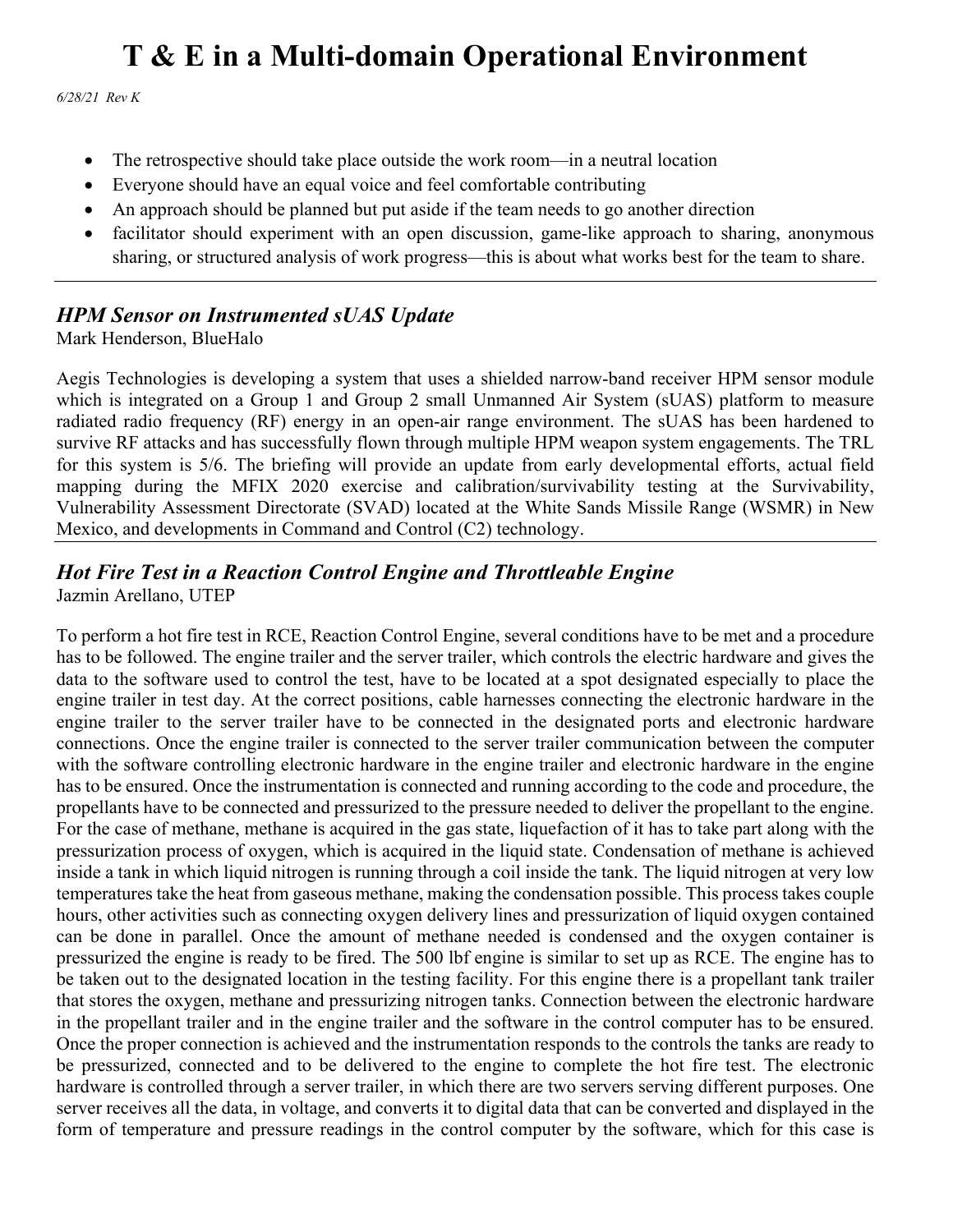- The retrospective should take place outside the work room—in a neutral location
- Everyone should have an equal voice and feel comfortable contributing
- An approach should be planned but put aside if the team needs to go another direction
- facilitator should experiment with an open discussion, game-like approach to sharing, anonymous sharing, or structured analysis of work progress—this is about what works best for the team to share.

---

### *HPM Sensor on Instrumented sUAS Update*

Mark Henderson, BlueHalo

Aegis Technologies is developing a system that uses a shielded narrow-band receiver HPM sensor module which is integrated on a Group 1 and Group 2 small Unmanned Air System (sUAS) platform to measure radiated radio frequency (RF) energy in an open-air range environment. The sUAS has been hardened to survive RF attacks and has successfully flown through multiple HPM weapon system engagements. The TRL for this system is 5/6. The briefing will provide an update from early developmental efforts, actual field mapping during the MFIX 2020 exercise and calibration/survivability testing at the Survivability, Vulnerability Assessment Directorate (SVAD) located at the White Sands Missile Range (WSMR) in New Mexico, and developments in Command and Control (C2) technology.

---

### *Hot Fire Test in a Reaction Control Engine and Throttleable Engine*

Jazmin Arellano, UTEP

To perform a hot fire test in RCE, Reaction Control Engine, several conditions have to be met and a procedure has to be followed. The engine trailer and the server trailer, which controls the electric hardware and gives the data to the software used to control the test, have to be located at a spot designated especially to place the engine trailer in test day. At the correct positions, cable harnesses connecting the electronic hardware in the engine trailer to the server trailer have to be connected in the designated ports and electronic hardware connections. Once the engine trailer is connected to the server trailer communication between the computer with the software controlling electronic hardware in the engine trailer and electronic hardware in the engine has to be ensured. Once the instrumentation is connected and running according to the code and procedure, the propellants have to be connected and pressurized to the pressure needed to deliver the propellant to the engine. For the case of methane, methane is acquired in the gas state, liquefaction of it has to take part along with the pressurization process of oxygen, which is acquired in the liquid state. Condensation of methane is achieved inside a tank in which liquid nitrogen is running through a coil inside the tank. The liquid nitrogen at very low temperatures take the heat from gaseous methane, making the condensation possible. This process takes couple hours, other activities such as connecting oxygen delivery lines and pressurization of liquid oxygen contained can be done in parallel. Once the amount of methane needed is condensed and the oxygen container is pressurized the engine is ready to be fired. The 500 lbf engine is similar to set up as RCE. The engine has to be taken out to the designated location in the testing facility. For this engine there is a propellant tank trailer that stores the oxygen, methane and pressurizing nitrogen tanks. Connection between the electronic hardware in the propellant trailer and in the engine trailer and the software in the control computer has to be ensured. Once the proper connection is achieved and the instrumentation responds to the controls the tanks are ready to be pressurized, connected and to be delivered to the engine to complete the hot fire test. The electronic hardware is controlled through a server trailer, in which there are two servers serving different purposes. One server receives all the data, in voltage, and converts it to digital data that can be converted and displayed in the form of temperature and pressure readings in the control computer by the software, which for this case is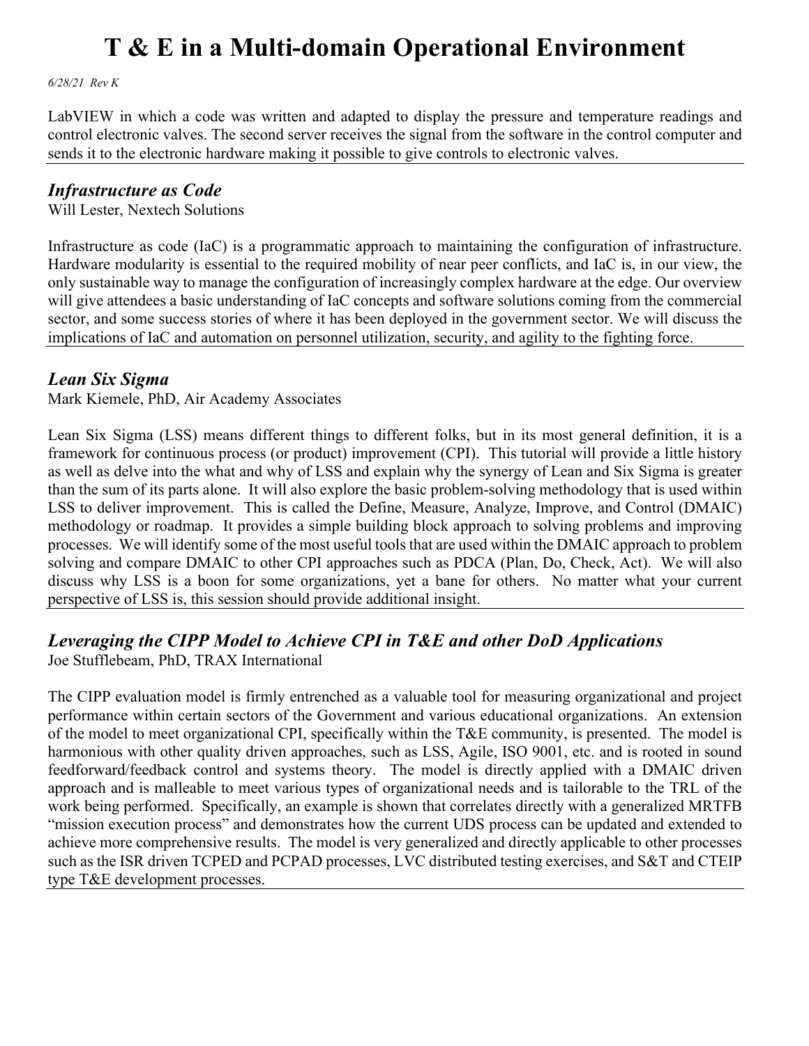LabVIEW in which a code was written and adapted to display the pressure and temperature readings and control electronic valves. The second server receives the signal from the software in the control computer and sends it to the electronic hardware making it possible to give controls to electronic valves.

---

## *Infrastructure as Code*

Will Lester, Nextech Solutions

Infrastructure as code (IaC) is a programmatic approach to maintaining the configuration of infrastructure. Hardware modularity is essential to the required mobility of near peer conflicts, and IaC is, in our view, the only sustainable way to manage the configuration of increasingly complex hardware at the edge. Our overview will give attendees a basic understanding of IaC concepts and software solutions coming from the commercial sector, and some success stories of where it has been deployed in the government sector. We will discuss the implications of IaC and automation on personnel utilization, security, and agility to the fighting force.

---

## *Lean Six Sigma*

Mark Kiemele, PhD, Air Academy Associates

Lean Six Sigma (LSS) means different things to different folks, but in its most general definition, it is a framework for continuous process (or product) improvement (CPI). This tutorial will provide a little history as well as delve into the what and why of LSS and explain why the synergy of Lean and Six Sigma is greater than the sum of its parts alone. It will also explore the basic problem-solving methodology that is used within LSS to deliver improvement. This is called the Define, Measure, Analyze, Improve, and Control (DMAIC) methodology or roadmap. It provides a simple building block approach to solving problems and improving processes. We will identify some of the most useful tools that are used within the DMAIC approach to problem solving and compare DMAIC to other CPI approaches such as PDCA (Plan, Do, Check, Act). We will also discuss why LSS is a boon for some organizations, yet a bane for others. No matter what your current perspective of LSS is, this session should provide additional insight.

---

## *Leveraging the CIPP Model to Achieve CPI in T&E and other DoD Applications*

Joe Stufflebeam, PhD, TRAX International

The CIPP evaluation model is firmly entrenched as a valuable tool for measuring organizational and project performance within certain sectors of the Government and various educational organizations. An extension of the model to meet organizational CPI, specifically within the T&E community, is presented. The model is harmonious with other quality driven approaches, such as LSS, Agile, ISO 9001, etc. and is rooted in sound feedforward/feedback control and systems theory. The model is directly applied with a DMAIC driven approach and is malleable to meet various types of organizational needs and is tailorable to the TRL of the work being performed. Specifically, an example is shown that correlates directly with a generalized MRTFB "mission execution process" and demonstrates how the current UDS process can be updated and extended to achieve more comprehensive results. The model is very generalized and directly applicable to other processes such as the ISR driven TCPED and PCPAD processes, LVC distributed testing exercises, and S&T and CTEIP type T&E development processes.

---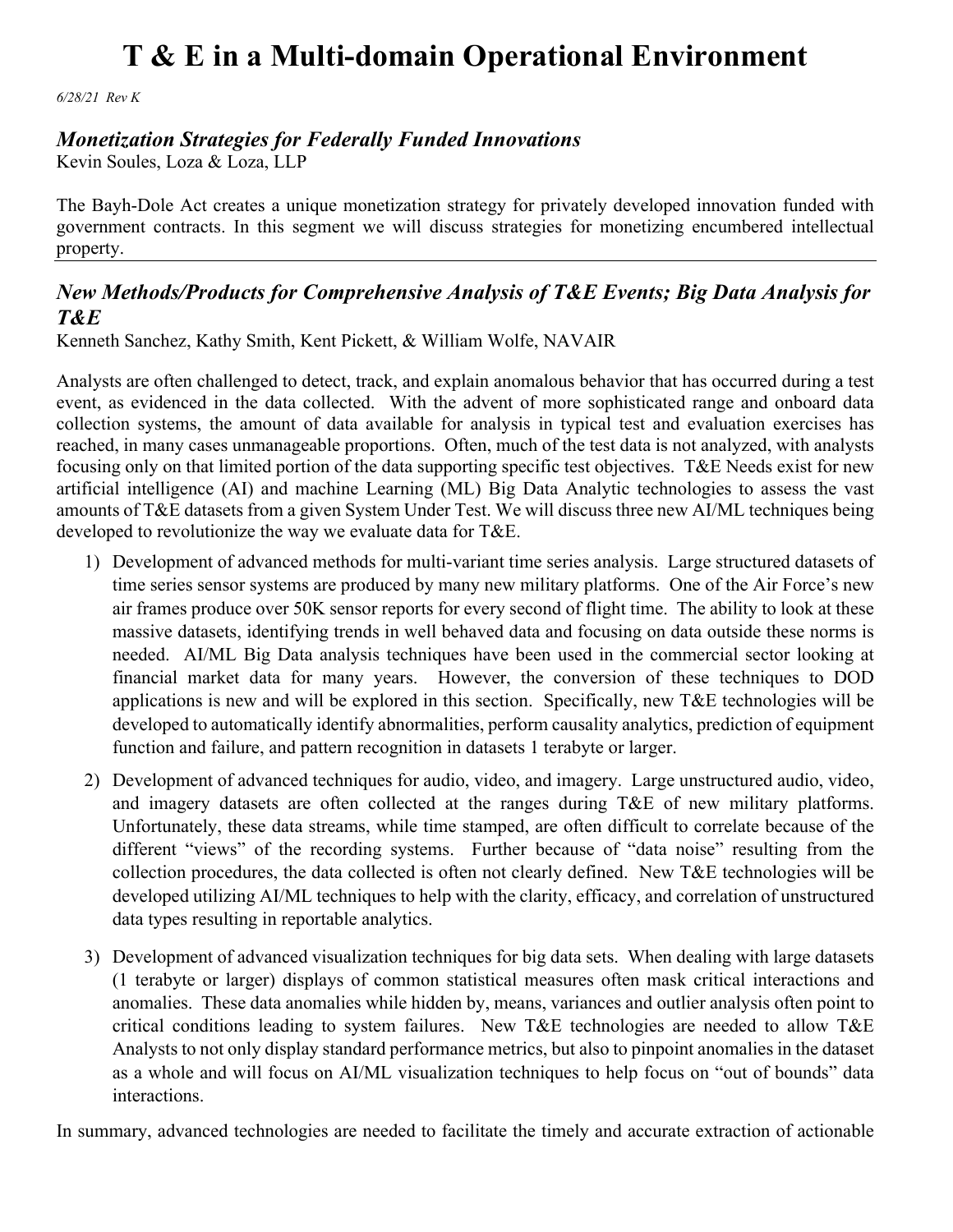# T & E in a Multi-domain Operational Environment

*6/28/21 Rev K*

### *Monetization Strategies for Federally Funded Innovations*

Kevin Soules, Loza & Loza, LLP

The Bayh-Dole Act creates a unique monetization strategy for privately developed innovation funded with government contracts. In this segment we will discuss strategies for monetizing encumbered intellectual property.

---

### *New Methods/Products for Comprehensive Analysis of T&E Events; Big Data Analysis for T&E*

Kenneth Sanchez, Kathy Smith, Kent Pickett, & William Wolfe, NAVAIR

Analysts are often challenged to detect, track, and explain anomalous behavior that has occurred during a test event, as evidenced in the data collected. With the advent of more sophisticated range and onboard data collection systems, the amount of data available for analysis in typical test and evaluation exercises has reached, in many cases unmanageable proportions. Often, much of the test data is not analyzed, with analysts focusing only on that limited portion of the data supporting specific test objectives. T&E Needs exist for new artificial intelligence (AI) and machine Learning (ML) Big Data Analytic technologies to assess the vast amounts of T&E datasets from a given System Under Test. We will discuss three new AI/ML techniques being developed to revolutionize the way we evaluate data for T&E.

1) Development of advanced methods for multi-variant time series analysis. Large structured datasets of time series sensor systems are produced by many new military platforms. One of the Air Force's new air frames produce over 50K sensor reports for every second of flight time. The ability to look at these massive datasets, identifying trends in well behaved data and focusing on data outside these norms is needed. AI/ML Big Data analysis techniques have been used in the commercial sector looking at financial market data for many years. However, the conversion of these techniques to DOD applications is new and will be explored in this section. Specifically, new T&E technologies will be developed to automatically identify abnormalities, perform causality analytics, prediction of equipment function and failure, and pattern recognition in datasets 1 terabyte or larger.

2) Development of advanced techniques for audio, video, and imagery. Large unstructured audio, video, and imagery datasets are often collected at the ranges during T&E of new military platforms. Unfortunately, these data streams, while time stamped, are often difficult to correlate because of the different "views" of the recording systems. Further because of "data noise" resulting from the collection procedures, the data collected is often not clearly defined. New T&E technologies will be developed utilizing AI/ML techniques to help with the clarity, efficacy, and correlation of unstructured data types resulting in reportable analytics.

3) Development of advanced visualization techniques for big data sets. When dealing with large datasets (1 terabyte or larger) displays of common statistical measures often mask critical interactions and anomalies. These data anomalies while hidden by, means, variances and outlier analysis often point to critical conditions leading to system failures. New T&E technologies are needed to allow T&E Analysts to not only display standard performance metrics, but also to pinpoint anomalies in the dataset as a whole and will focus on AI/ML visualization techniques to help focus on "out of bounds" data interactions.

In summary, advanced technologies are needed to facilitate the timely and accurate extraction of actionable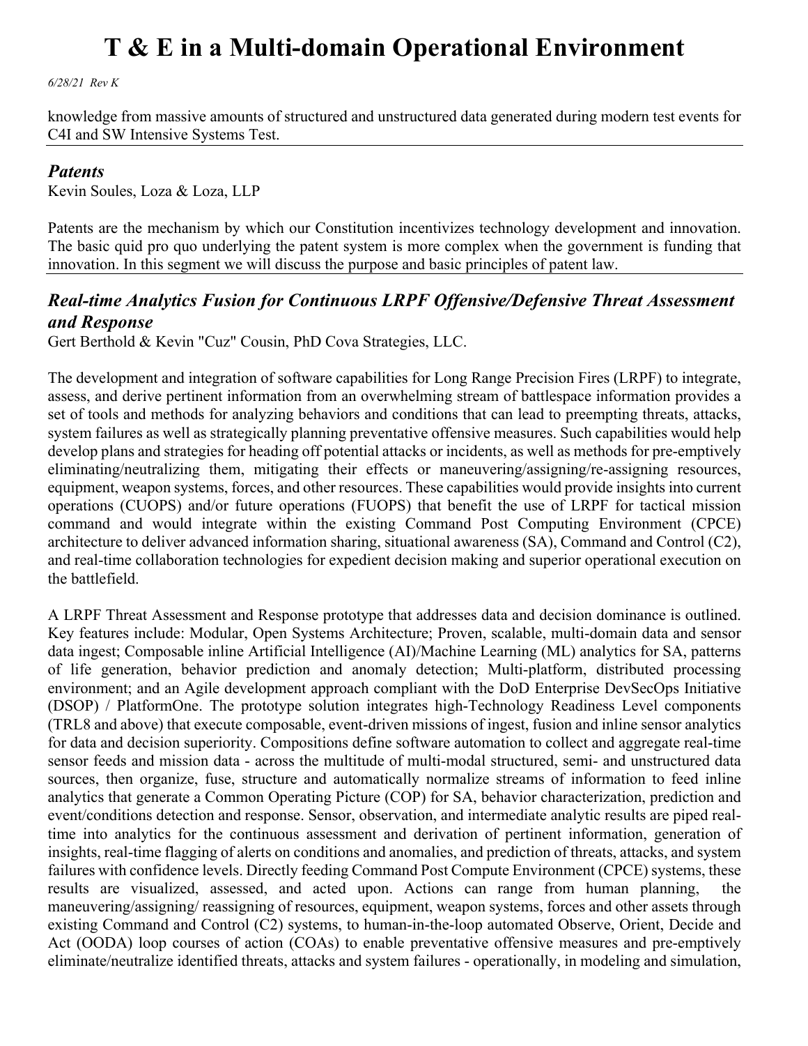knowledge from massive amounts of structured and unstructured data generated during modern test events for C4I and SW Intensive Systems Test.

---

### *Patents*

Kevin Soules, Loza & Loza, LLP

Patents are the mechanism by which our Constitution incentivizes technology development and innovation. The basic quid pro quo underlying the patent system is more complex when the government is funding that innovation. In this segment we will discuss the purpose and basic principles of patent law.

---

### *Real-time Analytics Fusion for Continuous LRPF Offensive/Defensive Threat Assessment and Response*

Gert Berthold & Kevin "Cuz" Cousin, PhD Cova Strategies, LLC.

The development and integration of software capabilities for Long Range Precision Fires (LRPF) to integrate, assess, and derive pertinent information from an overwhelming stream of battlespace information provides a set of tools and methods for analyzing behaviors and conditions that can lead to preempting threats, attacks, system failures as well as strategically planning preventative offensive measures. Such capabilities would help develop plans and strategies for heading off potential attacks or incidents, as well as methods for pre-emptively eliminating/neutralizing them, mitigating their effects or maneuvering/assigning/re-assigning resources, equipment, weapon systems, forces, and other resources. These capabilities would provide insights into current operations (CUOPS) and/or future operations (FUOPS) that benefit the use of LRPF for tactical mission command and would integrate within the existing Command Post Computing Environment (CPCE) architecture to deliver advanced information sharing, situational awareness (SA), Command and Control (C2), and real-time collaboration technologies for expedient decision making and superior operational execution on the battlefield.

A LRPF Threat Assessment and Response prototype that addresses data and decision dominance is outlined. Key features include: Modular, Open Systems Architecture; Proven, scalable, multi-domain data and sensor data ingest; Composable inline Artificial Intelligence (AI)/Machine Learning (ML) analytics for SA, patterns of life generation, behavior prediction and anomaly detection; Multi-platform, distributed processing environment; and an Agile development approach compliant with the DoD Enterprise DevSecOps Initiative (DSOP) / PlatformOne. The prototype solution integrates high-Technology Readiness Level components (TRL8 and above) that execute composable, event-driven missions of ingest, fusion and inline sensor analytics for data and decision superiority. Compositions define software automation to collect and aggregate real-time sensor feeds and mission data - across the multitude of multi-modal structured, semi- and unstructured data sources, then organize, fuse, structure and automatically normalize streams of information to feed inline analytics that generate a Common Operating Picture (COP) for SA, behavior characterization, prediction and event/conditions detection and response. Sensor, observation, and intermediate analytic results are piped real-time into analytics for the continuous assessment and derivation of pertinent information, generation of insights, real-time flagging of alerts on conditions and anomalies, and prediction of threats, attacks, and system failures with confidence levels. Directly feeding Command Post Compute Environment (CPCE) systems, these results are visualized, assessed, and acted upon. Actions can range from human planning, the maneuvering/assigning/ reassigning of resources, equipment, weapon systems, forces and other assets through existing Command and Control (C2) systems, to human-in-the-loop automated Observe, Orient, Decide and Act (OODA) loop courses of action (COAs) to enable preventative offensive measures and pre-emptively eliminate/neutralize identified threats, attacks and system failures - operationally, in modeling and simulation,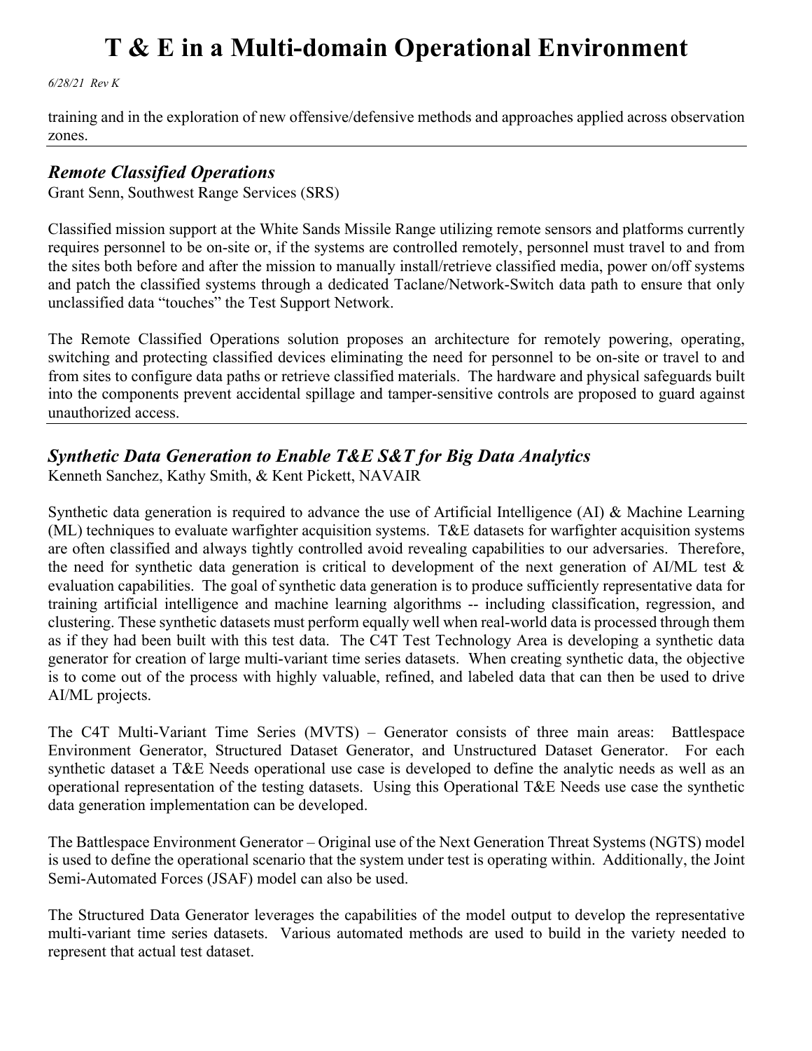training and in the exploration of new offensive/defensive methods and approaches applied across observation zones.

---

## *Remote Classified Operations*

Grant Senn, Southwest Range Services (SRS)

Classified mission support at the White Sands Missile Range utilizing remote sensors and platforms currently requires personnel to be on-site or, if the systems are controlled remotely, personnel must travel to and from the sites both before and after the mission to manually install/retrieve classified media, power on/off systems and patch the classified systems through a dedicated Taclane/Network-Switch data path to ensure that only unclassified data "touches" the Test Support Network.

The Remote Classified Operations solution proposes an architecture for remotely powering, operating, switching and protecting classified devices eliminating the need for personnel to be on-site or travel to and from sites to configure data paths or retrieve classified materials. The hardware and physical safeguards built into the components prevent accidental spillage and tamper-sensitive controls are proposed to guard against unauthorized access.

---

## *Synthetic Data Generation to Enable T&E S&T for Big Data Analytics*

Kenneth Sanchez, Kathy Smith, & Kent Pickett, NAVAIR

Synthetic data generation is required to advance the use of Artificial Intelligence (AI) & Machine Learning (ML) techniques to evaluate warfighter acquisition systems. T&E datasets for warfighter acquisition systems are often classified and always tightly controlled avoid revealing capabilities to our adversaries. Therefore, the need for synthetic data generation is critical to development of the next generation of AI/ML test & evaluation capabilities. The goal of synthetic data generation is to produce sufficiently representative data for training artificial intelligence and machine learning algorithms -- including classification, regression, and clustering. These synthetic datasets must perform equally well when real-world data is processed through them as if they had been built with this test data. The C4T Test Technology Area is developing a synthetic data generator for creation of large multi-variant time series datasets. When creating synthetic data, the objective is to come out of the process with highly valuable, refined, and labeled data that can then be used to drive AI/ML projects.

The C4T Multi-Variant Time Series (MVTS) – Generator consists of three main areas: Battlespace Environment Generator, Structured Dataset Generator, and Unstructured Dataset Generator. For each synthetic dataset a T&E Needs operational use case is developed to define the analytic needs as well as an operational representation of the testing datasets. Using this Operational T&E Needs use case the synthetic data generation implementation can be developed.

The Battlespace Environment Generator – Original use of the Next Generation Threat Systems (NGTS) model is used to define the operational scenario that the system under test is operating within. Additionally, the Joint Semi-Automated Forces (JSAF) model can also be used.

The Structured Data Generator leverages the capabilities of the model output to develop the representative multi-variant time series datasets. Various automated methods are used to build in the variety needed to represent that actual test dataset.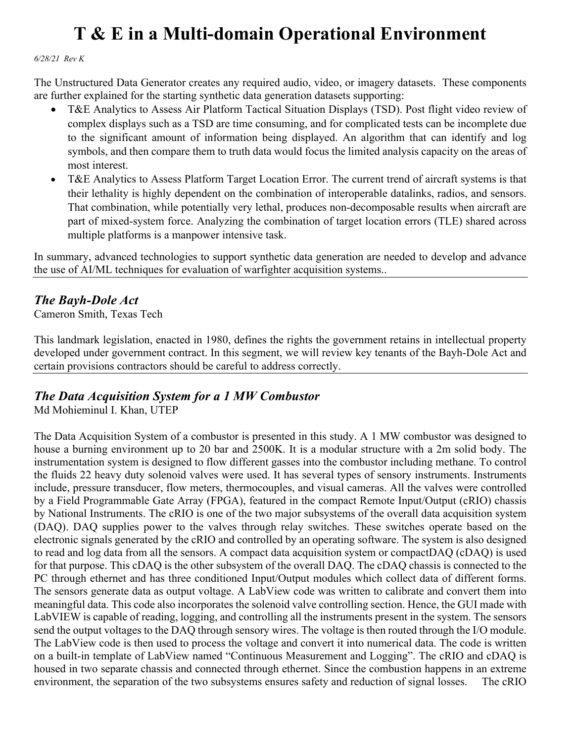The Unstructured Data Generator creates any required audio, video, or imagery datasets. These components are further explained for the starting synthetic data generation datasets supporting:

- T&E Analytics to Assess Air Platform Tactical Situation Displays (TSD). Post flight video review of complex displays such as a TSD are time consuming, and for complicated tests can be incomplete due to the significant amount of information being displayed. An algorithm that can identify and log symbols, and then compare them to truth data would focus the limited analysis capacity on the areas of most interest.
- T&E Analytics to Assess Platform Target Location Error. The current trend of aircraft systems is that their lethality is highly dependent on the combination of interoperable datalinks, radios, and sensors. That combination, while potentially very lethal, produces non-decomposable results when aircraft are part of mixed-system force. Analyzing the combination of target location errors (TLE) shared across multiple platforms is a manpower intensive task.

In summary, advanced technologies to support synthetic data generation are needed to develop and advance the use of AI/ML techniques for evaluation of warfighter acquisition systems..

---

### *The Bayh-Dole Act*

Cameron Smith, Texas Tech

This landmark legislation, enacted in 1980, defines the rights the government retains in intellectual property developed under government contract. In this segment, we will review key tenants of the Bayh-Dole Act and certain provisions contractors should be careful to address correctly.

---

### *The Data Acquisition System for a 1 MW Combustor*

Md Mohieminul I. Khan, UTEP

The Data Acquisition System of a combustor is presented in this study. A 1 MW combustor was designed to house a burning environment up to 20 bar and 2500K. It is a modular structure with a 2m solid body. The instrumentation system is designed to flow different gasses into the combustor including methane. To control the fluids 22 heavy duty solenoid valves were used. It has several types of sensory instruments. Instruments include, pressure transducer, flow meters, thermocouples, and visual cameras. All the valves were controlled by a Field Programmable Gate Array (FPGA), featured in the compact Remote Input/Output (cRIO) chassis by National Instruments. The cRIO is one of the two major subsystems of the overall data acquisition system (DAQ). DAQ supplies power to the valves through relay switches. These switches operate based on the electronic signals generated by the cRIO and controlled by an operating software. The system is also designed to read and log data from all the sensors. A compact data acquisition system or compactDAQ (cDAQ) is used for that purpose. This cDAQ is the other subsystem of the overall DAQ. The cDAQ chassis is connected to the PC through ethernet and has three conditioned Input/Output modules which collect data of different forms. The sensors generate data as output voltage. A LabView code was written to calibrate and convert them into meaningful data. This code also incorporates the solenoid valve controlling section. Hence, the GUI made with LabVIEW is capable of reading, logging, and controlling all the instruments present in the system. The sensors send the output voltages to the DAQ through sensory wires. The voltage is then routed through the I/O module. The LabView code is then used to process the voltage and convert it into numerical data. The code is written on a built-in template of LabView named "Continuous Measurement and Logging". The cRIO and cDAQ is housed in two separate chassis and connected through ethernet. Since the combustion happens in an extreme environment, the separation of the two subsystems ensures safety and reduction of signal losses. The cRIO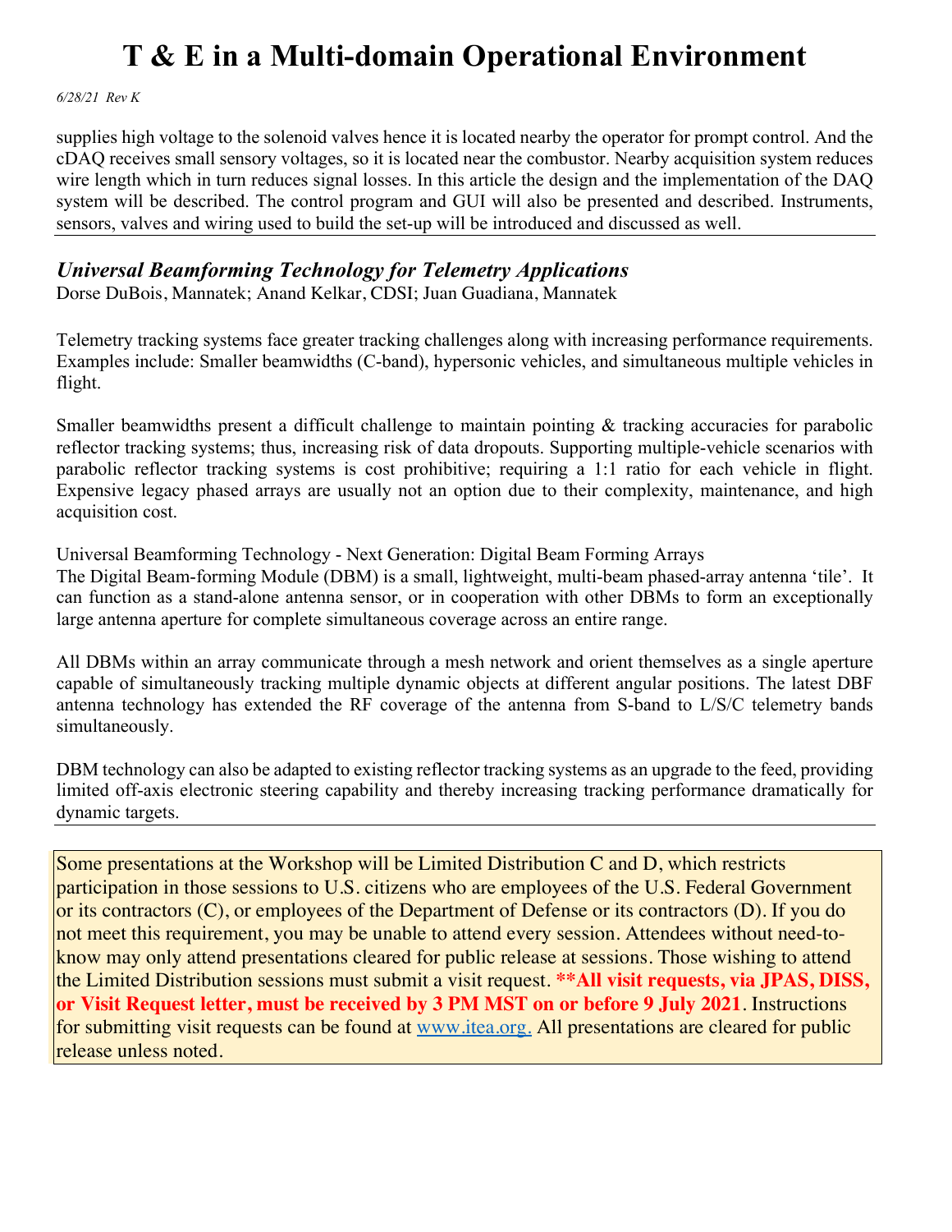supplies high voltage to the solenoid valves hence it is located nearby the operator for prompt control. And the cDAQ receives small sensory voltages, so it is located near the combustor. Nearby acquisition system reduces wire length which in turn reduces signal losses. In this article the design and the implementation of the DAQ system will be described. The control program and GUI will also be presented and described. Instruments, sensors, valves and wiring used to build the set-up will be introduced and discussed as well.

---

## *Universal Beamforming Technology for Telemetry Applications*

Dorse DuBois, Mannatek; Anand Kelkar, CDSI; Juan Guadiana, Mannatek

Telemetry tracking systems face greater tracking challenges along with increasing performance requirements. Examples include: Smaller beamwidths (C-band), hypersonic vehicles, and simultaneous multiple vehicles in flight.

Smaller beamwidths present a difficult challenge to maintain pointing & tracking accuracies for parabolic reflector tracking systems; thus, increasing risk of data dropouts. Supporting multiple-vehicle scenarios with parabolic reflector tracking systems is cost prohibitive; requiring a 1:1 ratio for each vehicle in flight. Expensive legacy phased arrays are usually not an option due to their complexity, maintenance, and high acquisition cost.

Universal Beamforming Technology - Next Generation: Digital Beam Forming Arrays

The Digital Beam-forming Module (DBM) is a small, lightweight, multi-beam phased-array antenna 'tile'. It can function as a stand-alone antenna sensor, or in cooperation with other DBMs to form an exceptionally large antenna aperture for complete simultaneous coverage across an entire range.

All DBMs within an array communicate through a mesh network and orient themselves as a single aperture capable of simultaneously tracking multiple dynamic objects at different angular positions. The latest DBF antenna technology has extended the RF coverage of the antenna from S-band to L/S/C telemetry bands simultaneously.

DBM technology can also be adapted to existing reflector tracking systems as an upgrade to the feed, providing limited off-axis electronic steering capability and thereby increasing tracking performance dramatically for dynamic targets.

---

Some presentations at the Workshop will be Limited Distribution C and D, which restricts participation in those sessions to U.S. citizens who are employees of the U.S. Federal Government or its contractors (C), or employees of the Department of Defense or its contractors (D). If you do not meet this requirement, you may be unable to attend every session. Attendees without need-to-know may only attend presentations cleared for public release at sessions. Those wishing to attend the Limited Distribution sessions must submit a visit request. **\*\*All visit requests, via JPAS, DISS, or Visit Request letter, must be received by 3 PM MST on or before 9 July 2021**. Instructions for submitting visit requests can be found at www.itea.org. All presentations are cleared for public release unless noted.